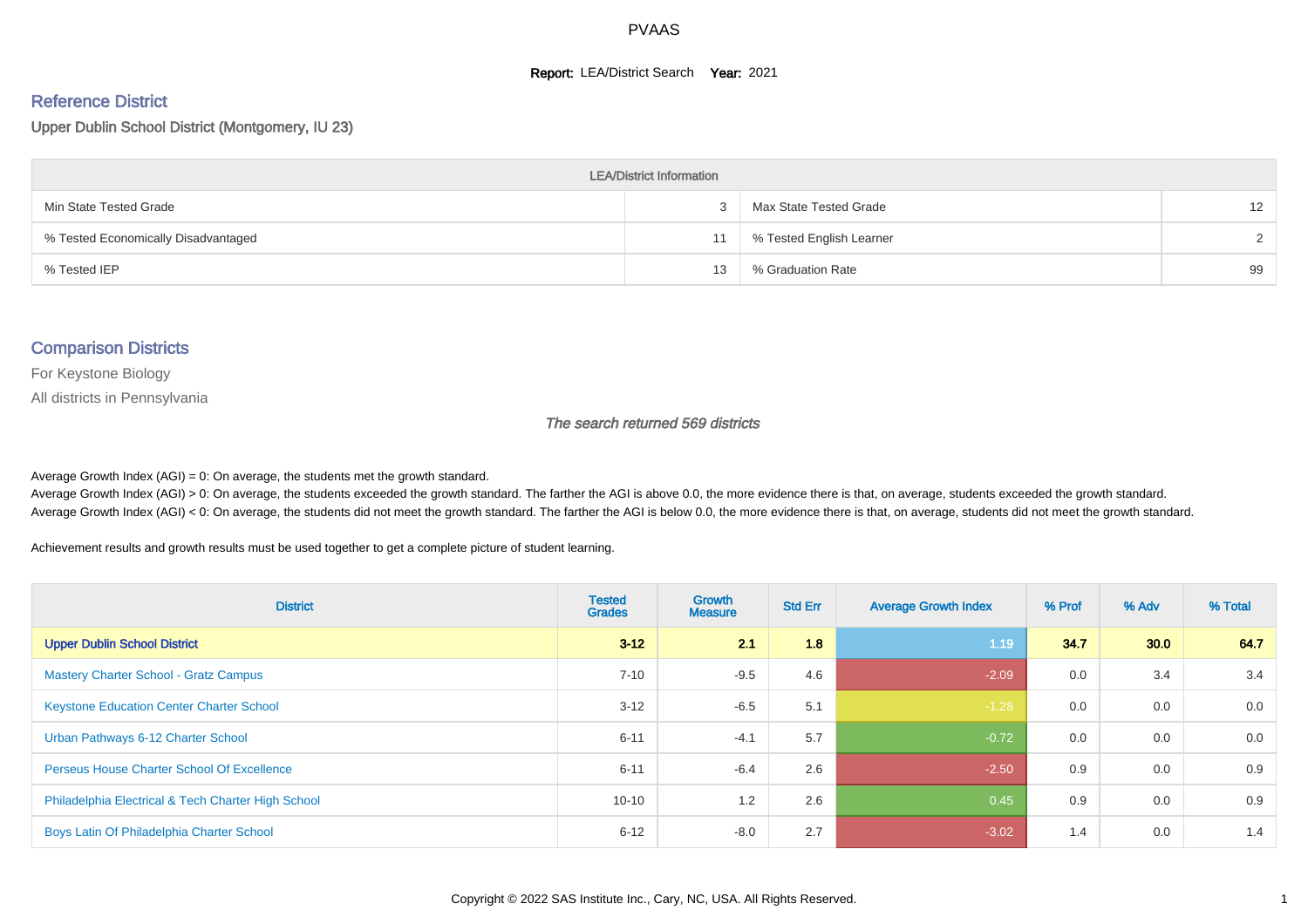PVAAS

**Report:** LEA/District Search **Year:** 2021

## Reference District

### Upper Dublin School District (Montgomery, IU 23)

| LEA/District Information | | | |
|---|---|---|---|
| Min State Tested Grade | 3 | Max State Tested Grade | 12 |
| % Tested Economically Disadvantaged | 11 | % Tested English Learner | 2 |
| % Tested IEP | 13 | % Graduation Rate | 99 |

## Comparison Districts

For Keystone Biology

All districts in Pennsylvania

*The search returned 569 districts*

Average Growth Index (AGI) = 0: On average, the students met the growth standard.
Average Growth Index (AGI) > 0: On average, the students exceeded the growth standard. The farther the AGI is above 0.0, the more evidence there is that, on average, students exceeded the growth standard.
Average Growth Index (AGI) < 0: On average, the students did not meet the growth standard. The farther the AGI is below 0.0, the more evidence there is that, on average, students did not meet the growth standard.

Achievement results and growth results must be used together to get a complete picture of student learning.

| District | Tested Grades | Growth Measure | Std Err | Average Growth Index | % Prof | % Adv | % Total |
|---|---|---|---|---|---|---|---|
| **Upper Dublin School District** | **3-12** | **2.1** | **1.8** | 1.19 | **34.7** | **30.0** | **64.7** |
| Mastery Charter School - Gratz Campus | 7-10 | -9.5 | 4.6 | -2.09 | 0.0 | 3.4 | 3.4 |
| Keystone Education Center Charter School | 3-12 | -6.5 | 5.1 | -1.28 | 0.0 | 0.0 | 0.0 |
| Urban Pathways 6-12 Charter School | 6-11 | -4.1 | 5.7 | -0.72 | 0.0 | 0.0 | 0.0 |
| Perseus House Charter School Of Excellence | 6-11 | -6.4 | 2.6 | -2.50 | 0.9 | 0.0 | 0.9 |
| Philadelphia Electrical & Tech Charter High School | 10-10 | 1.2 | 2.6 | 0.45 | 0.9 | 0.0 | 0.9 |
| Boys Latin Of Philadelphia Charter School | 6-12 | -8.0 | 2.7 | -3.02 | 1.4 | 0.0 | 1.4 |

Copyright © 2022 SAS Institute Inc., Cary, NC, USA. All Rights Reserved.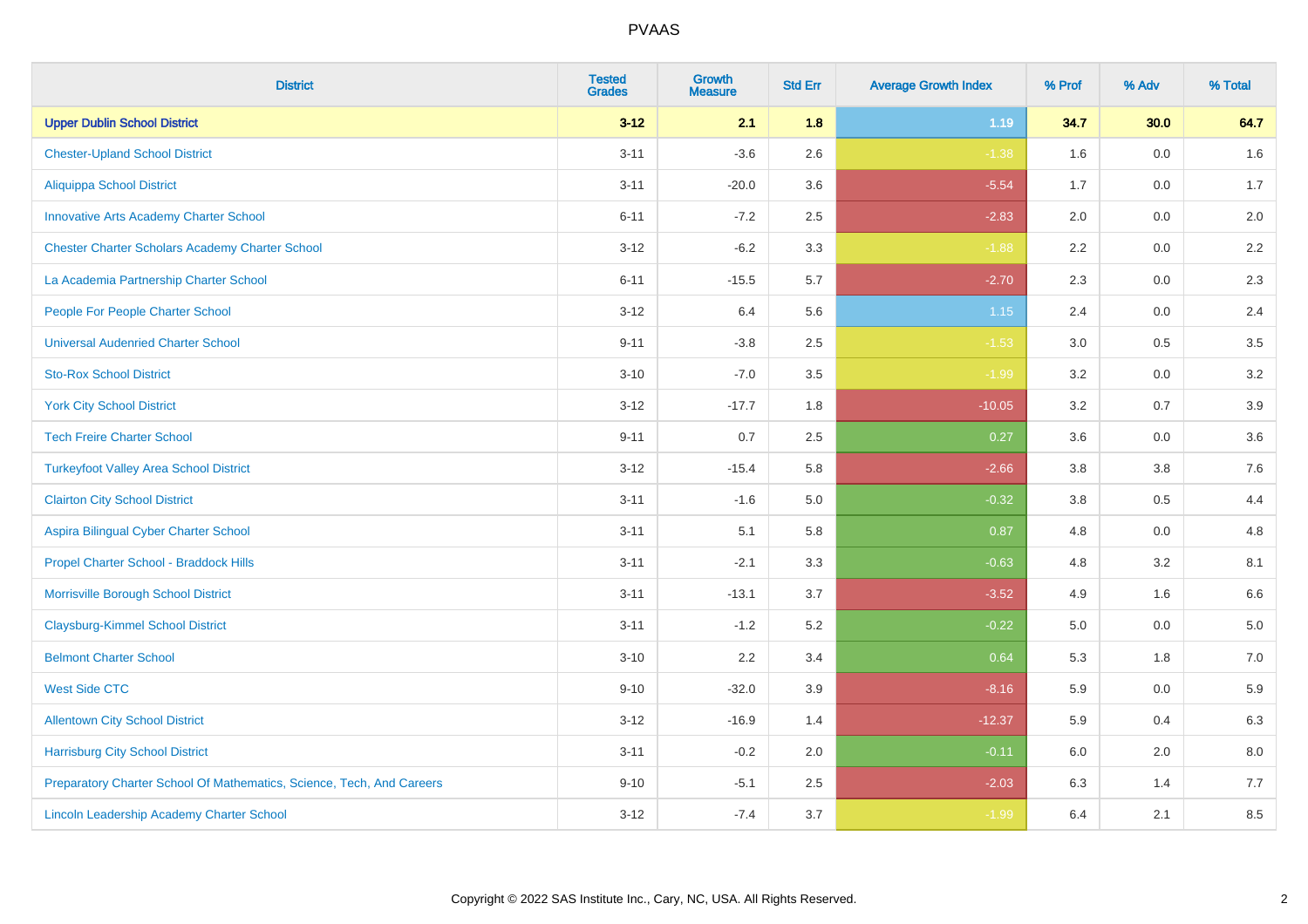# PVAAS

| District | Tested Grades | Growth Measure | Std Err | Average Growth Index | % Prof | % Adv | % Total |
|---|---|---|---|---|---|---|---|
| **Upper Dublin School District** | **3-12** | **2.1** | **1.8** | **1.19** | **34.7** | **30.0** | **64.7** |
| Chester-Upland School District | 3-11 | -3.6 | 2.6 | -1.38 | 1.6 | 0.0 | 1.6 |
| Aliquippa School District | 3-11 | -20.0 | 3.6 | -5.54 | 1.7 | 0.0 | 1.7 |
| Innovative Arts Academy Charter School | 6-11 | -7.2 | 2.5 | -2.83 | 2.0 | 0.0 | 2.0 |
| Chester Charter Scholars Academy Charter School | 3-12 | -6.2 | 3.3 | -1.88 | 2.2 | 0.0 | 2.2 |
| La Academia Partnership Charter School | 6-11 | -15.5 | 5.7 | -2.70 | 2.3 | 0.0 | 2.3 |
| People For People Charter School | 3-12 | 6.4 | 5.6 | 1.15 | 2.4 | 0.0 | 2.4 |
| Universal Audenried Charter School | 9-11 | -3.8 | 2.5 | -1.53 | 3.0 | 0.5 | 3.5 |
| Sto-Rox School District | 3-10 | -7.0 | 3.5 | -1.99 | 3.2 | 0.0 | 3.2 |
| York City School District | 3-12 | -17.7 | 1.8 | -10.05 | 3.2 | 0.7 | 3.9 |
| Tech Freire Charter School | 9-11 | 0.7 | 2.5 | 0.27 | 3.6 | 0.0 | 3.6 |
| Turkeyfoot Valley Area School District | 3-12 | -15.4 | 5.8 | -2.66 | 3.8 | 3.8 | 7.6 |
| Clairton City School District | 3-11 | -1.6 | 5.0 | -0.32 | 3.8 | 0.5 | 4.4 |
| Aspira Bilingual Cyber Charter School | 3-11 | 5.1 | 5.8 | 0.87 | 4.8 | 0.0 | 4.8 |
| Propel Charter School - Braddock Hills | 3-11 | -2.1 | 3.3 | -0.63 | 4.8 | 3.2 | 8.1 |
| Morrisville Borough School District | 3-11 | -13.1 | 3.7 | -3.52 | 4.9 | 1.6 | 6.6 |
| Claysburg-Kimmel School District | 3-11 | -1.2 | 5.2 | -0.22 | 5.0 | 0.0 | 5.0 |
| Belmont Charter School | 3-10 | 2.2 | 3.4 | 0.64 | 5.3 | 1.8 | 7.0 |
| West Side CTC | 9-10 | -32.0 | 3.9 | -8.16 | 5.9 | 0.0 | 5.9 |
| Allentown City School District | 3-12 | -16.9 | 1.4 | -12.37 | 5.9 | 0.4 | 6.3 |
| Harrisburg City School District | 3-11 | -0.2 | 2.0 | -0.11 | 6.0 | 2.0 | 8.0 |
| Preparatory Charter School Of Mathematics, Science, Tech, And Careers | 9-10 | -5.1 | 2.5 | -2.03 | 6.3 | 1.4 | 7.7 |
| Lincoln Leadership Academy Charter School | 3-12 | -7.4 | 3.7 | -1.99 | 6.4 | 2.1 | 8.5 |

Copyright © 2022 SAS Institute Inc., Cary, NC, USA. All Rights Reserved.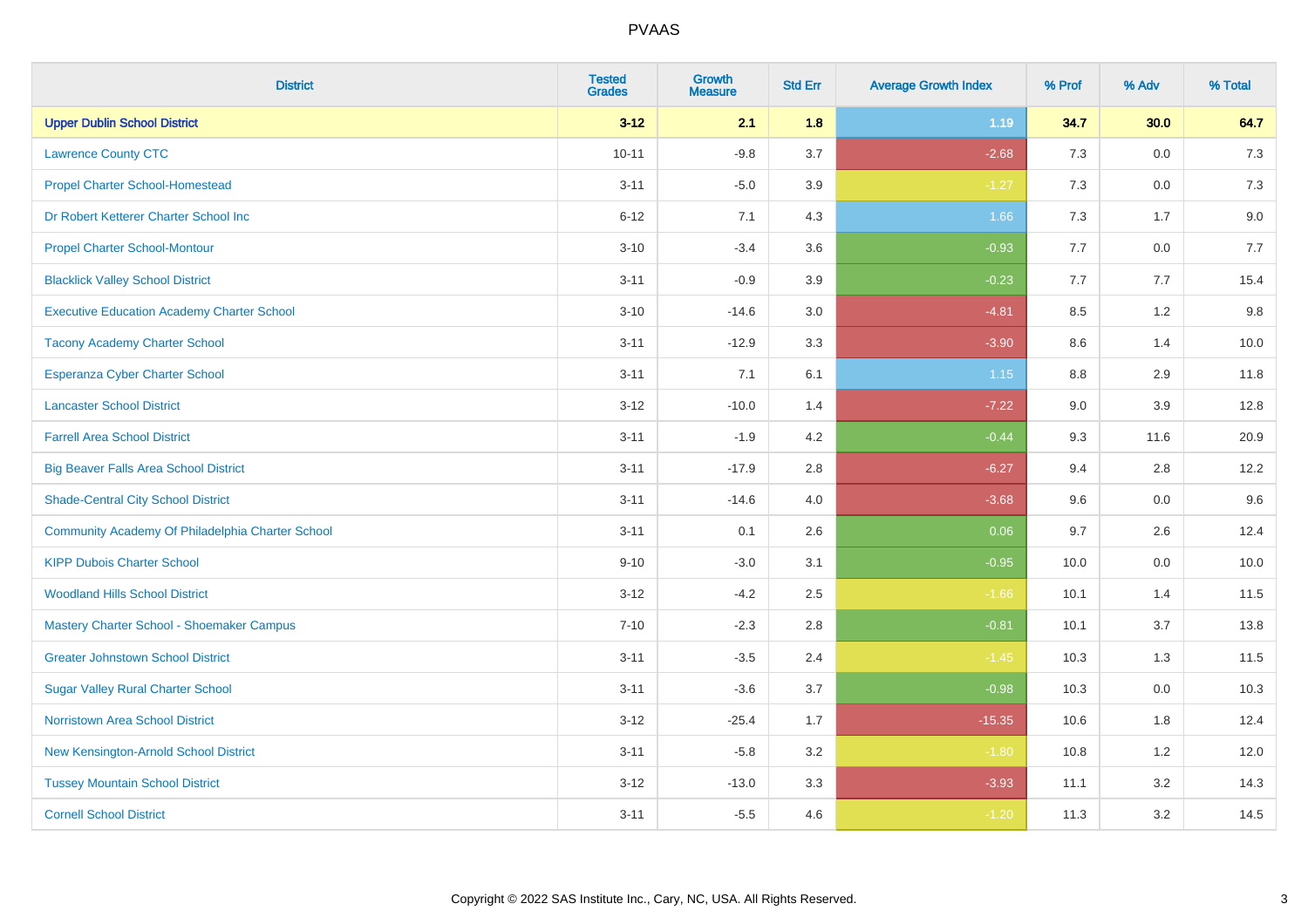# PVAAS

| District | Tested Grades | Growth Measure | Std Err | Average Growth Index | % Prof | % Adv | % Total |
|---|---|---|---|---|---|---|---|
| **Upper Dublin School District** | **3-12** | **2.1** | **1.8** | **1.19** | **34.7** | **30.0** | **64.7** |
| Lawrence County CTC | 10-11 | -9.8 | 3.7 | -2.68 | 7.3 | 0.0 | 7.3 |
| Propel Charter School-Homestead | 3-11 | -5.0 | 3.9 | -1.27 | 7.3 | 0.0 | 7.3 |
| Dr Robert Ketterer Charter School Inc | 6-12 | 7.1 | 4.3 | 1.66 | 7.3 | 1.7 | 9.0 |
| Propel Charter School-Montour | 3-10 | -3.4 | 3.6 | -0.93 | 7.7 | 0.0 | 7.7 |
| Blacklick Valley School District | 3-11 | -0.9 | 3.9 | -0.23 | 7.7 | 7.7 | 15.4 |
| Executive Education Academy Charter School | 3-10 | -14.6 | 3.0 | -4.81 | 8.5 | 1.2 | 9.8 |
| Tacony Academy Charter School | 3-11 | -12.9 | 3.3 | -3.90 | 8.6 | 1.4 | 10.0 |
| Esperanza Cyber Charter School | 3-11 | 7.1 | 6.1 | 1.15 | 8.8 | 2.9 | 11.8 |
| Lancaster School District | 3-12 | -10.0 | 1.4 | -7.22 | 9.0 | 3.9 | 12.8 |
| Farrell Area School District | 3-11 | -1.9 | 4.2 | -0.44 | 9.3 | 11.6 | 20.9 |
| Big Beaver Falls Area School District | 3-11 | -17.9 | 2.8 | -6.27 | 9.4 | 2.8 | 12.2 |
| Shade-Central City School District | 3-11 | -14.6 | 4.0 | -3.68 | 9.6 | 0.0 | 9.6 |
| Community Academy Of Philadelphia Charter School | 3-11 | 0.1 | 2.6 | 0.06 | 9.7 | 2.6 | 12.4 |
| KIPP Dubois Charter School | 9-10 | -3.0 | 3.1 | -0.95 | 10.0 | 0.0 | 10.0 |
| Woodland Hills School District | 3-12 | -4.2 | 2.5 | -1.66 | 10.1 | 1.4 | 11.5 |
| Mastery Charter School - Shoemaker Campus | 7-10 | -2.3 | 2.8 | -0.81 | 10.1 | 3.7 | 13.8 |
| Greater Johnstown School District | 3-11 | -3.5 | 2.4 | -1.45 | 10.3 | 1.3 | 11.5 |
| Sugar Valley Rural Charter School | 3-11 | -3.6 | 3.7 | -0.98 | 10.3 | 0.0 | 10.3 |
| Norristown Area School District | 3-12 | -25.4 | 1.7 | -15.35 | 10.6 | 1.8 | 12.4 |
| New Kensington-Arnold School District | 3-11 | -5.8 | 3.2 | -1.80 | 10.8 | 1.2 | 12.0 |
| Tussey Mountain School District | 3-12 | -13.0 | 3.3 | -3.93 | 11.1 | 3.2 | 14.3 |
| Cornell School District | 3-11 | -5.5 | 4.6 | -1.20 | 11.3 | 3.2 | 14.5 |

Copyright © 2022 SAS Institute Inc., Cary, NC, USA. All Rights Reserved.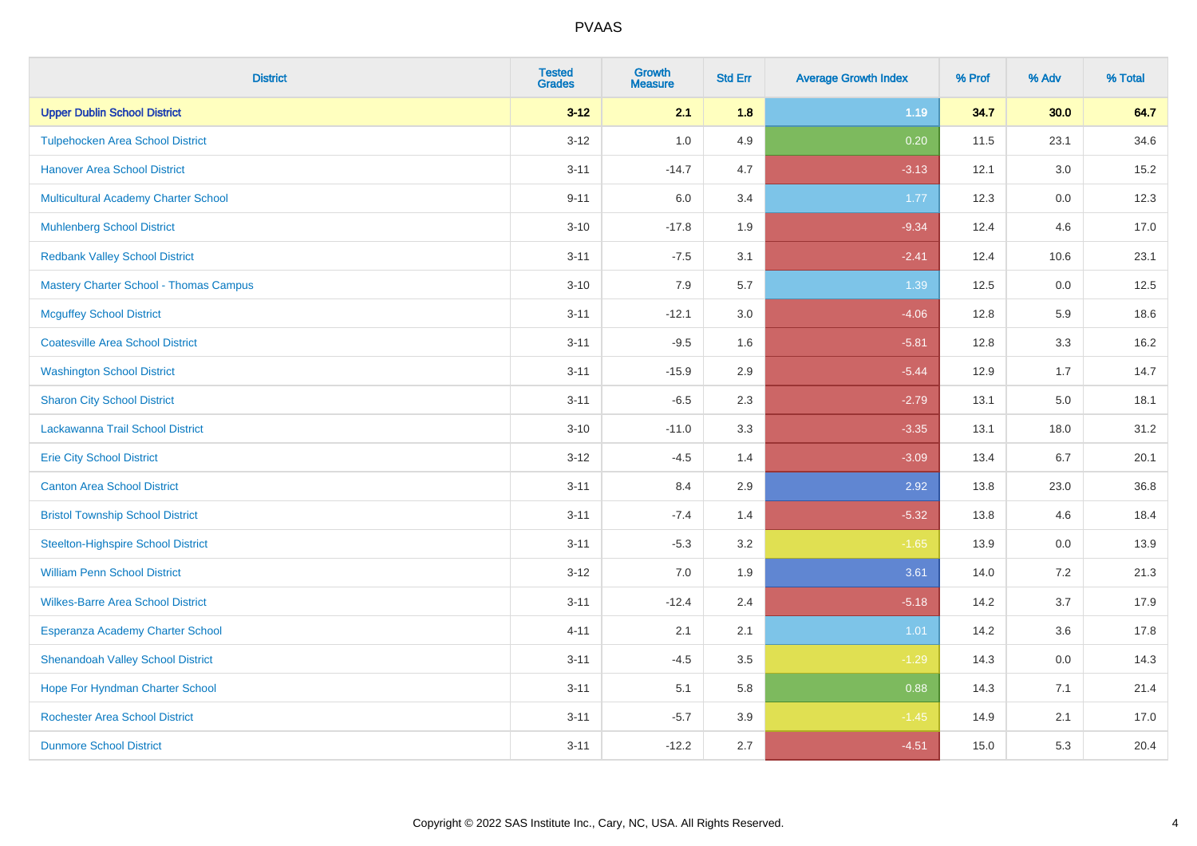# PVAAS

| District | Tested Grades | Growth Measure | Std Err | Average Growth Index | % Prof | % Adv | % Total |
|---|---|---|---|---|---|---|---|
| **Upper Dublin School District** | **3-12** | **2.1** | **1.8** | **1.19** | **34.7** | **30.0** | **64.7** |
| Tulpehocken Area School District | 3-12 | 1.0 | 4.9 | 0.20 | 11.5 | 23.1 | 34.6 |
| Hanover Area School District | 3-11 | -14.7 | 4.7 | -3.13 | 12.1 | 3.0 | 15.2 |
| Multicultural Academy Charter School | 9-11 | 6.0 | 3.4 | 1.77 | 12.3 | 0.0 | 12.3 |
| Muhlenberg School District | 3-10 | -17.8 | 1.9 | -9.34 | 12.4 | 4.6 | 17.0 |
| Redbank Valley School District | 3-11 | -7.5 | 3.1 | -2.41 | 12.4 | 10.6 | 23.1 |
| Mastery Charter School - Thomas Campus | 3-10 | 7.9 | 5.7 | 1.39 | 12.5 | 0.0 | 12.5 |
| Mcguffey School District | 3-11 | -12.1 | 3.0 | -4.06 | 12.8 | 5.9 | 18.6 |
| Coatesville Area School District | 3-11 | -9.5 | 1.6 | -5.81 | 12.8 | 3.3 | 16.2 |
| Washington School District | 3-11 | -15.9 | 2.9 | -5.44 | 12.9 | 1.7 | 14.7 |
| Sharon City School District | 3-11 | -6.5 | 2.3 | -2.79 | 13.1 | 5.0 | 18.1 |
| Lackawanna Trail School District | 3-10 | -11.0 | 3.3 | -3.35 | 13.1 | 18.0 | 31.2 |
| Erie City School District | 3-12 | -4.5 | 1.4 | -3.09 | 13.4 | 6.7 | 20.1 |
| Canton Area School District | 3-11 | 8.4 | 2.9 | 2.92 | 13.8 | 23.0 | 36.8 |
| Bristol Township School District | 3-11 | -7.4 | 1.4 | -5.32 | 13.8 | 4.6 | 18.4 |
| Steelton-Highspire School District | 3-11 | -5.3 | 3.2 | -1.65 | 13.9 | 0.0 | 13.9 |
| William Penn School District | 3-12 | 7.0 | 1.9 | 3.61 | 14.0 | 7.2 | 21.3 |
| Wilkes-Barre Area School District | 3-11 | -12.4 | 2.4 | -5.18 | 14.2 | 3.7 | 17.9 |
| Esperanza Academy Charter School | 4-11 | 2.1 | 2.1 | 1.01 | 14.2 | 3.6 | 17.8 |
| Shenandoah Valley School District | 3-11 | -4.5 | 3.5 | -1.29 | 14.3 | 0.0 | 14.3 |
| Hope For Hyndman Charter School | 3-11 | 5.1 | 5.8 | 0.88 | 14.3 | 7.1 | 21.4 |
| Rochester Area School District | 3-11 | -5.7 | 3.9 | -1.45 | 14.9 | 2.1 | 17.0 |
| Dunmore School District | 3-11 | -12.2 | 2.7 | -4.51 | 15.0 | 5.3 | 20.4 |

Copyright © 2022 SAS Institute Inc., Cary, NC, USA. All Rights Reserved.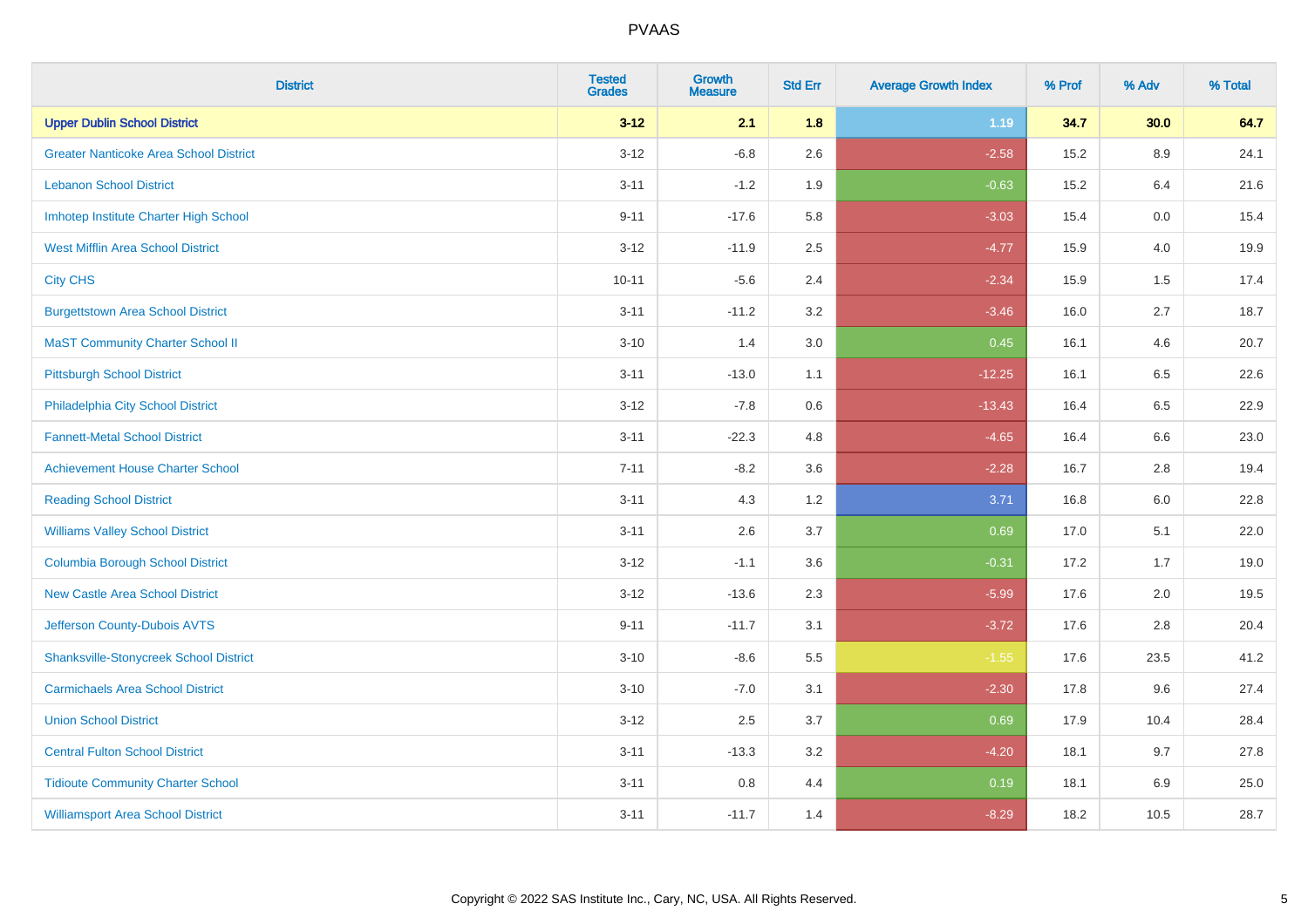# PVAAS

| District | Tested Grades | Growth Measure | Std Err | Average Growth Index | % Prof | % Adv | % Total |
|---|---|---|---|---|---|---|---|
| **Upper Dublin School District** | **3-12** | **2.1** | **1.8** | **1.19** | **34.7** | **30.0** | **64.7** |
| Greater Nanticoke Area School District | 3-12 | -6.8 | 2.6 | -2.58 | 15.2 | 8.9 | 24.1 |
| Lebanon School District | 3-11 | -1.2 | 1.9 | -0.63 | 15.2 | 6.4 | 21.6 |
| Imhotep Institute Charter High School | 9-11 | -17.6 | 5.8 | -3.03 | 15.4 | 0.0 | 15.4 |
| West Mifflin Area School District | 3-12 | -11.9 | 2.5 | -4.77 | 15.9 | 4.0 | 19.9 |
| City CHS | 10-11 | -5.6 | 2.4 | -2.34 | 15.9 | 1.5 | 17.4 |
| Burgettstown Area School District | 3-11 | -11.2 | 3.2 | -3.46 | 16.0 | 2.7 | 18.7 |
| MaST Community Charter School II | 3-10 | 1.4 | 3.0 | 0.45 | 16.1 | 4.6 | 20.7 |
| Pittsburgh School District | 3-11 | -13.0 | 1.1 | -12.25 | 16.1 | 6.5 | 22.6 |
| Philadelphia City School District | 3-12 | -7.8 | 0.6 | -13.43 | 16.4 | 6.5 | 22.9 |
| Fannett-Metal School District | 3-11 | -22.3 | 4.8 | -4.65 | 16.4 | 6.6 | 23.0 |
| Achievement House Charter School | 7-11 | -8.2 | 3.6 | -2.28 | 16.7 | 2.8 | 19.4 |
| Reading School District | 3-11 | 4.3 | 1.2 | 3.71 | 16.8 | 6.0 | 22.8 |
| Williams Valley School District | 3-11 | 2.6 | 3.7 | 0.69 | 17.0 | 5.1 | 22.0 |
| Columbia Borough School District | 3-12 | -1.1 | 3.6 | -0.31 | 17.2 | 1.7 | 19.0 |
| New Castle Area School District | 3-12 | -13.6 | 2.3 | -5.99 | 17.6 | 2.0 | 19.5 |
| Jefferson County-Dubois AVTS | 9-11 | -11.7 | 3.1 | -3.72 | 17.6 | 2.8 | 20.4 |
| Shanksville-Stonycreek School District | 3-10 | -8.6 | 5.5 | -1.55 | 17.6 | 23.5 | 41.2 |
| Carmichaels Area School District | 3-10 | -7.0 | 3.1 | -2.30 | 17.8 | 9.6 | 27.4 |
| Union School District | 3-12 | 2.5 | 3.7 | 0.69 | 17.9 | 10.4 | 28.4 |
| Central Fulton School District | 3-11 | -13.3 | 3.2 | -4.20 | 18.1 | 9.7 | 27.8 |
| Tidioute Community Charter School | 3-11 | 0.8 | 4.4 | 0.19 | 18.1 | 6.9 | 25.0 |
| Williamsport Area School District | 3-11 | -11.7 | 1.4 | -8.29 | 18.2 | 10.5 | 28.7 |

Copyright © 2022 SAS Institute Inc., Cary, NC, USA. All Rights Reserved.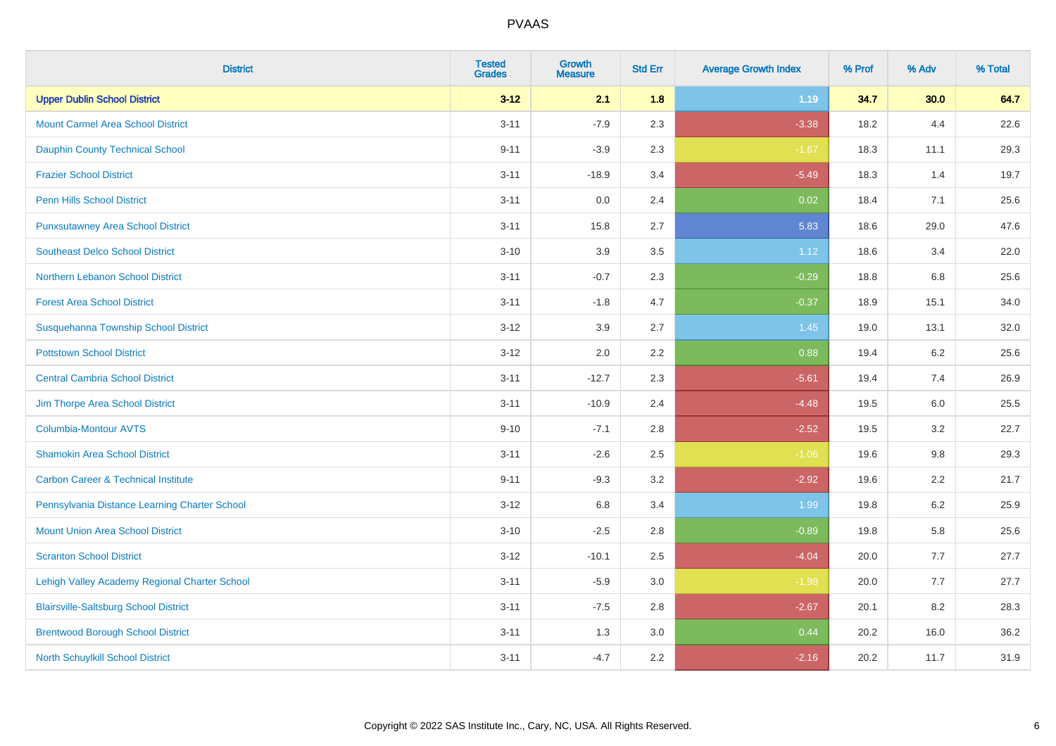| District | Tested Grades | Growth Measure | Std Err | Average Growth Index | % Prof | % Adv | % Total |
|---|---|---|---|---|---|---|---|
| **Upper Dublin School District** | **3-12** | **2.1** | **1.8** | **1.19** | **34.7** | **30.0** | **64.7** |
| Mount Carmel Area School District | 3-11 | -7.9 | 2.3 | -3.38 | 18.2 | 4.4 | 22.6 |
| Dauphin County Technical School | 9-11 | -3.9 | 2.3 | -1.67 | 18.3 | 11.1 | 29.3 |
| Frazier School District | 3-11 | -18.9 | 3.4 | -5.49 | 18.3 | 1.4 | 19.7 |
| Penn Hills School District | 3-11 | 0.0 | 2.4 | 0.02 | 18.4 | 7.1 | 25.6 |
| Punxsutawney Area School District | 3-11 | 15.8 | 2.7 | 5.83 | 18.6 | 29.0 | 47.6 |
| Southeast Delco School District | 3-10 | 3.9 | 3.5 | 1.12 | 18.6 | 3.4 | 22.0 |
| Northern Lebanon School District | 3-11 | -0.7 | 2.3 | -0.29 | 18.8 | 6.8 | 25.6 |
| Forest Area School District | 3-11 | -1.8 | 4.7 | -0.37 | 18.9 | 15.1 | 34.0 |
| Susquehanna Township School District | 3-12 | 3.9 | 2.7 | 1.45 | 19.0 | 13.1 | 32.0 |
| Pottstown School District | 3-12 | 2.0 | 2.2 | 0.88 | 19.4 | 6.2 | 25.6 |
| Central Cambria School District | 3-11 | -12.7 | 2.3 | -5.61 | 19.4 | 7.4 | 26.9 |
| Jim Thorpe Area School District | 3-11 | -10.9 | 2.4 | -4.48 | 19.5 | 6.0 | 25.5 |
| Columbia-Montour AVTS | 9-10 | -7.1 | 2.8 | -2.52 | 19.5 | 3.2 | 22.7 |
| Shamokin Area School District | 3-11 | -2.6 | 2.5 | -1.06 | 19.6 | 9.8 | 29.3 |
| Carbon Career & Technical Institute | 9-11 | -9.3 | 3.2 | -2.92 | 19.6 | 2.2 | 21.7 |
| Pennsylvania Distance Learning Charter School | 3-12 | 6.8 | 3.4 | 1.99 | 19.8 | 6.2 | 25.9 |
| Mount Union Area School District | 3-10 | -2.5 | 2.8 | -0.89 | 19.8 | 5.8 | 25.6 |
| Scranton School District | 3-12 | -10.1 | 2.5 | -4.04 | 20.0 | 7.7 | 27.7 |
| Lehigh Valley Academy Regional Charter School | 3-11 | -5.9 | 3.0 | -1.98 | 20.0 | 7.7 | 27.7 |
| Blairsville-Saltsburg School District | 3-11 | -7.5 | 2.8 | -2.67 | 20.1 | 8.2 | 28.3 |
| Brentwood Borough School District | 3-11 | 1.3 | 3.0 | 0.44 | 20.2 | 16.0 | 36.2 |
| North Schuylkill School District | 3-11 | -4.7 | 2.2 | -2.16 | 20.2 | 11.7 | 31.9 |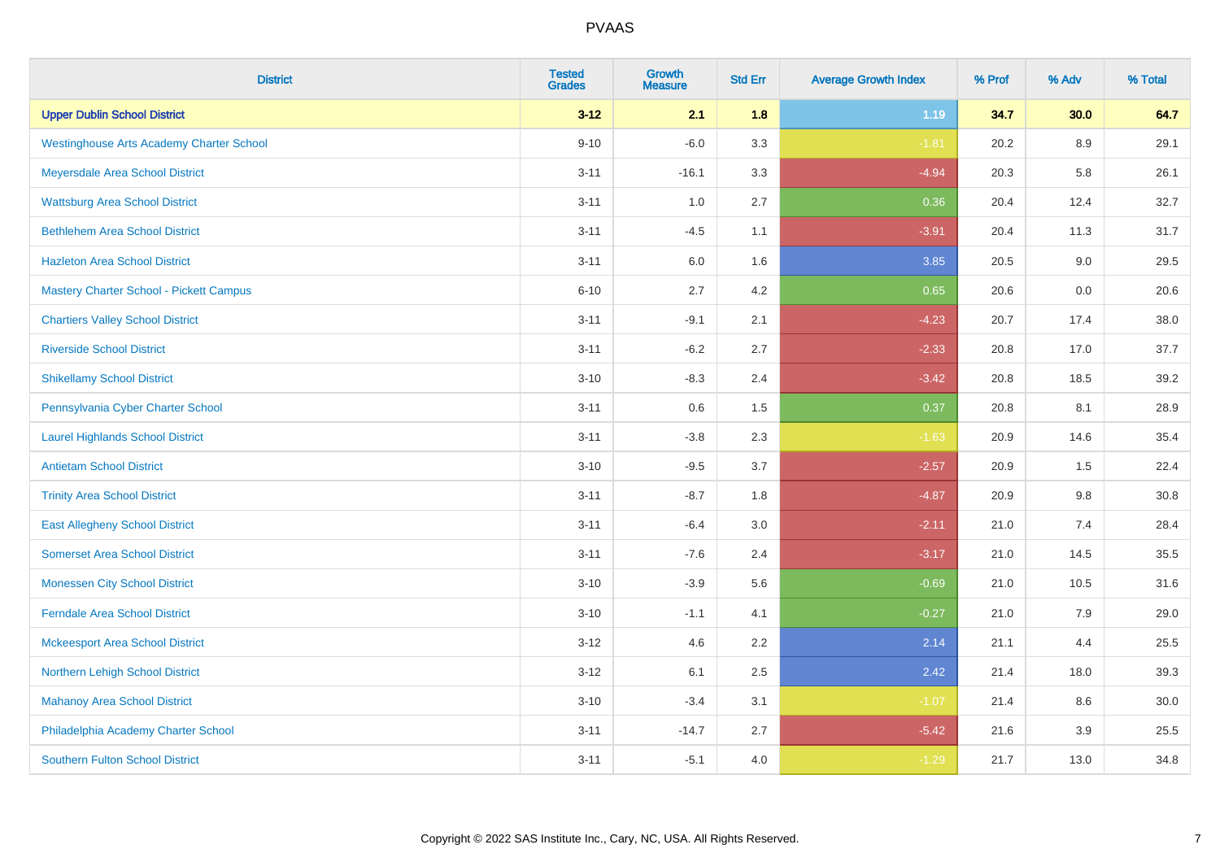PVAAS

| District | Tested Grades | Growth Measure | Std Err | Average Growth Index | % Prof | % Adv | % Total |
|---|---|---|---|---|---|---|---|
| **Upper Dublin School District** | **3-12** | **2.1** | **1.8** | **1.19** | **34.7** | **30.0** | **64.7** |
| Westinghouse Arts Academy Charter School | 9-10 | -6.0 | 3.3 | -1.81 | 20.2 | 8.9 | 29.1 |
| Meyersdale Area School District | 3-11 | -16.1 | 3.3 | -4.94 | 20.3 | 5.8 | 26.1 |
| Wattsburg Area School District | 3-11 | 1.0 | 2.7 | 0.36 | 20.4 | 12.4 | 32.7 |
| Bethlehem Area School District | 3-11 | -4.5 | 1.1 | -3.91 | 20.4 | 11.3 | 31.7 |
| Hazleton Area School District | 3-11 | 6.0 | 1.6 | 3.85 | 20.5 | 9.0 | 29.5 |
| Mastery Charter School - Pickett Campus | 6-10 | 2.7 | 4.2 | 0.65 | 20.6 | 0.0 | 20.6 |
| Chartiers Valley School District | 3-11 | -9.1 | 2.1 | -4.23 | 20.7 | 17.4 | 38.0 |
| Riverside School District | 3-11 | -6.2 | 2.7 | -2.33 | 20.8 | 17.0 | 37.7 |
| Shikellamy School District | 3-10 | -8.3 | 2.4 | -3.42 | 20.8 | 18.5 | 39.2 |
| Pennsylvania Cyber Charter School | 3-11 | 0.6 | 1.5 | 0.37 | 20.8 | 8.1 | 28.9 |
| Laurel Highlands School District | 3-11 | -3.8 | 2.3 | -1.63 | 20.9 | 14.6 | 35.4 |
| Antietam School District | 3-10 | -9.5 | 3.7 | -2.57 | 20.9 | 1.5 | 22.4 |
| Trinity Area School District | 3-11 | -8.7 | 1.8 | -4.87 | 20.9 | 9.8 | 30.8 |
| East Allegheny School District | 3-11 | -6.4 | 3.0 | -2.11 | 21.0 | 7.4 | 28.4 |
| Somerset Area School District | 3-11 | -7.6 | 2.4 | -3.17 | 21.0 | 14.5 | 35.5 |
| Monessen City School District | 3-10 | -3.9 | 5.6 | -0.69 | 21.0 | 10.5 | 31.6 |
| Ferndale Area School District | 3-10 | -1.1 | 4.1 | -0.27 | 21.0 | 7.9 | 29.0 |
| Mckeesport Area School District | 3-12 | 4.6 | 2.2 | 2.14 | 21.1 | 4.4 | 25.5 |
| Northern Lehigh School District | 3-12 | 6.1 | 2.5 | 2.42 | 21.4 | 18.0 | 39.3 |
| Mahanoy Area School District | 3-10 | -3.4 | 3.1 | -1.07 | 21.4 | 8.6 | 30.0 |
| Philadelphia Academy Charter School | 3-11 | -14.7 | 2.7 | -5.42 | 21.6 | 3.9 | 25.5 |
| Southern Fulton School District | 3-11 | -5.1 | 4.0 | -1.29 | 21.7 | 13.0 | 34.8 |

Copyright © 2022 SAS Institute Inc., Cary, NC, USA. All Rights Reserved.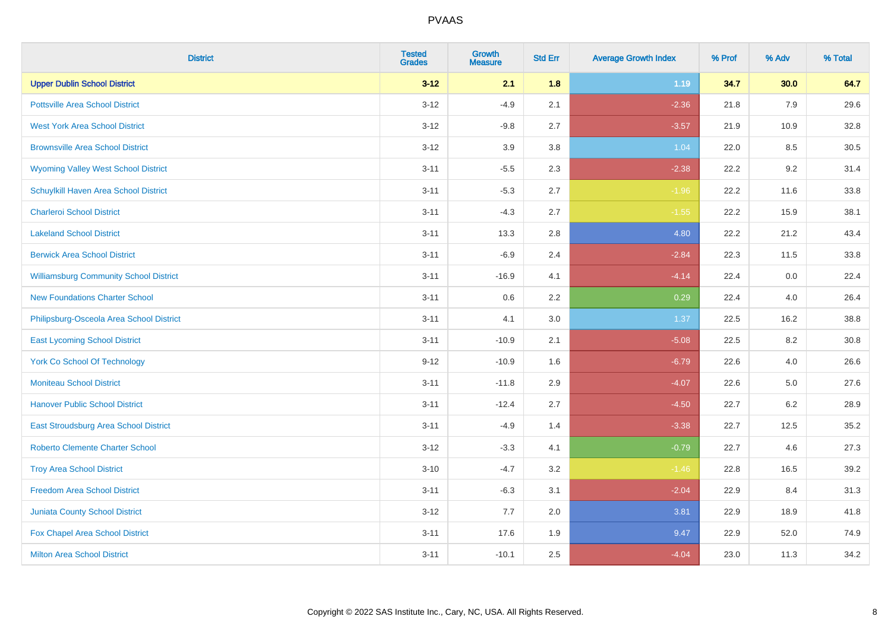| District | Tested Grades | Growth Measure | Std Err | Average Growth Index | % Prof | % Adv | % Total |
|---|---|---|---|---|---|---|---|
| **Upper Dublin School District** | **3-12** | **2.1** | **1.8** | **1.19** | **34.7** | **30.0** | **64.7** |
| Pottsville Area School District | 3-12 | -4.9 | 2.1 | -2.36 | 21.8 | 7.9 | 29.6 |
| West York Area School District | 3-12 | -9.8 | 2.7 | -3.57 | 21.9 | 10.9 | 32.8 |
| Brownsville Area School District | 3-12 | 3.9 | 3.8 | 1.04 | 22.0 | 8.5 | 30.5 |
| Wyoming Valley West School District | 3-11 | -5.5 | 2.3 | -2.38 | 22.2 | 9.2 | 31.4 |
| Schuylkill Haven Area School District | 3-11 | -5.3 | 2.7 | -1.96 | 22.2 | 11.6 | 33.8 |
| Charleroi School District | 3-11 | -4.3 | 2.7 | -1.55 | 22.2 | 15.9 | 38.1 |
| Lakeland School District | 3-11 | 13.3 | 2.8 | 4.80 | 22.2 | 21.2 | 43.4 |
| Berwick Area School District | 3-11 | -6.9 | 2.4 | -2.84 | 22.3 | 11.5 | 33.8 |
| Williamsburg Community School District | 3-11 | -16.9 | 4.1 | -4.14 | 22.4 | 0.0 | 22.4 |
| New Foundations Charter School | 3-11 | 0.6 | 2.2 | 0.29 | 22.4 | 4.0 | 26.4 |
| Philipsburg-Osceola Area School District | 3-11 | 4.1 | 3.0 | 1.37 | 22.5 | 16.2 | 38.8 |
| East Lycoming School District | 3-11 | -10.9 | 2.1 | -5.08 | 22.5 | 8.2 | 30.8 |
| York Co School Of Technology | 9-12 | -10.9 | 1.6 | -6.79 | 22.6 | 4.0 | 26.6 |
| Moniteau School District | 3-11 | -11.8 | 2.9 | -4.07 | 22.6 | 5.0 | 27.6 |
| Hanover Public School District | 3-11 | -12.4 | 2.7 | -4.50 | 22.7 | 6.2 | 28.9 |
| East Stroudsburg Area School District | 3-11 | -4.9 | 1.4 | -3.38 | 22.7 | 12.5 | 35.2 |
| Roberto Clemente Charter School | 3-12 | -3.3 | 4.1 | -0.79 | 22.7 | 4.6 | 27.3 |
| Troy Area School District | 3-10 | -4.7 | 3.2 | -1.46 | 22.8 | 16.5 | 39.2 |
| Freedom Area School District | 3-11 | -6.3 | 3.1 | -2.04 | 22.9 | 8.4 | 31.3 |
| Juniata County School District | 3-12 | 7.7 | 2.0 | 3.81 | 22.9 | 18.9 | 41.8 |
| Fox Chapel Area School District | 3-11 | 17.6 | 1.9 | 9.47 | 22.9 | 52.0 | 74.9 |
| Milton Area School District | 3-11 | -10.1 | 2.5 | -4.04 | 23.0 | 11.3 | 34.2 |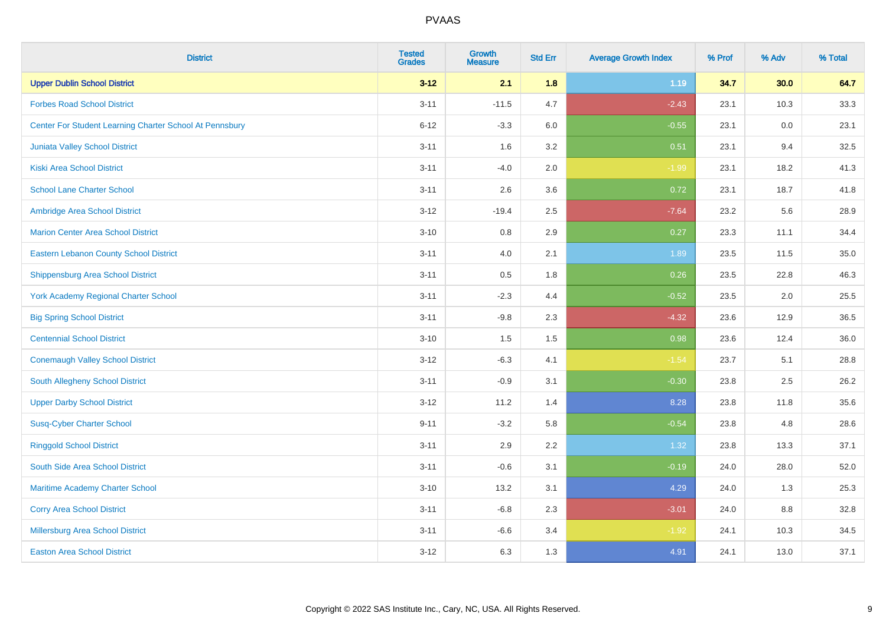# PVAAS

| District | Tested Grades | Growth Measure | Std Err | Average Growth Index | % Prof | % Adv | % Total |
|---|---|---|---|---|---|---|---|
| **Upper Dublin School District** | **3-12** | **2.1** | **1.8** | **1.19** | **34.7** | **30.0** | **64.7** |
| Forbes Road School District | 3-11 | -11.5 | 4.7 | -2.43 | 23.1 | 10.3 | 33.3 |
| Center For Student Learning Charter School At Pennsbury | 6-12 | -3.3 | 6.0 | -0.55 | 23.1 | 0.0 | 23.1 |
| Juniata Valley School District | 3-11 | 1.6 | 3.2 | 0.51 | 23.1 | 9.4 | 32.5 |
| Kiski Area School District | 3-11 | -4.0 | 2.0 | -1.99 | 23.1 | 18.2 | 41.3 |
| School Lane Charter School | 3-11 | 2.6 | 3.6 | 0.72 | 23.1 | 18.7 | 41.8 |
| Ambridge Area School District | 3-12 | -19.4 | 2.5 | -7.64 | 23.2 | 5.6 | 28.9 |
| Marion Center Area School District | 3-10 | 0.8 | 2.9 | 0.27 | 23.3 | 11.1 | 34.4 |
| Eastern Lebanon County School District | 3-11 | 4.0 | 2.1 | 1.89 | 23.5 | 11.5 | 35.0 |
| Shippensburg Area School District | 3-11 | 0.5 | 1.8 | 0.26 | 23.5 | 22.8 | 46.3 |
| York Academy Regional Charter School | 3-11 | -2.3 | 4.4 | -0.52 | 23.5 | 2.0 | 25.5 |
| Big Spring School District | 3-11 | -9.8 | 2.3 | -4.32 | 23.6 | 12.9 | 36.5 |
| Centennial School District | 3-10 | 1.5 | 1.5 | 0.98 | 23.6 | 12.4 | 36.0 |
| Conemaugh Valley School District | 3-12 | -6.3 | 4.1 | -1.54 | 23.7 | 5.1 | 28.8 |
| South Allegheny School District | 3-11 | -0.9 | 3.1 | -0.30 | 23.8 | 2.5 | 26.2 |
| Upper Darby School District | 3-12 | 11.2 | 1.4 | 8.28 | 23.8 | 11.8 | 35.6 |
| Susq-Cyber Charter School | 9-11 | -3.2 | 5.8 | -0.54 | 23.8 | 4.8 | 28.6 |
| Ringgold School District | 3-11 | 2.9 | 2.2 | 1.32 | 23.8 | 13.3 | 37.1 |
| South Side Area School District | 3-11 | -0.6 | 3.1 | -0.19 | 24.0 | 28.0 | 52.0 |
| Maritime Academy Charter School | 3-10 | 13.2 | 3.1 | 4.29 | 24.0 | 1.3 | 25.3 |
| Corry Area School District | 3-11 | -6.8 | 2.3 | -3.01 | 24.0 | 8.8 | 32.8 |
| Millersburg Area School District | 3-11 | -6.6 | 3.4 | -1.92 | 24.1 | 10.3 | 34.5 |
| Easton Area School District | 3-12 | 6.3 | 1.3 | 4.91 | 24.1 | 13.0 | 37.1 |

Copyright © 2022 SAS Institute Inc., Cary, NC, USA. All Rights Reserved.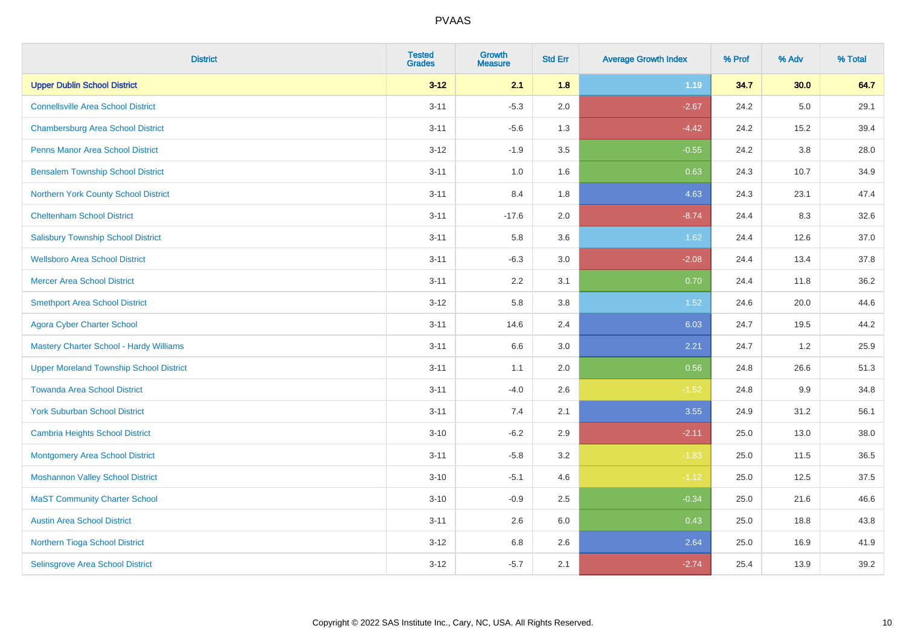# PVAAS

| District | Tested Grades | Growth Measure | Std Err | Average Growth Index | % Prof | % Adv | % Total |
|---|---|---|---|---|---|---|---|
| **Upper Dublin School District** | **3-12** | **2.1** | **1.8** | **1.19** | **34.7** | **30.0** | **64.7** |
| Connellsville Area School District | 3-11 | -5.3 | 2.0 | -2.67 | 24.2 | 5.0 | 29.1 |
| Chambersburg Area School District | 3-11 | -5.6 | 1.3 | -4.42 | 24.2 | 15.2 | 39.4 |
| Penns Manor Area School District | 3-12 | -1.9 | 3.5 | -0.55 | 24.2 | 3.8 | 28.0 |
| Bensalem Township School District | 3-11 | 1.0 | 1.6 | 0.63 | 24.3 | 10.7 | 34.9 |
| Northern York County School District | 3-11 | 8.4 | 1.8 | 4.63 | 24.3 | 23.1 | 47.4 |
| Cheltenham School District | 3-11 | -17.6 | 2.0 | -8.74 | 24.4 | 8.3 | 32.6 |
| Salisbury Township School District | 3-11 | 5.8 | 3.6 | 1.62 | 24.4 | 12.6 | 37.0 |
| Wellsboro Area School District | 3-11 | -6.3 | 3.0 | -2.08 | 24.4 | 13.4 | 37.8 |
| Mercer Area School District | 3-11 | 2.2 | 3.1 | 0.70 | 24.4 | 11.8 | 36.2 |
| Smethport Area School District | 3-12 | 5.8 | 3.8 | 1.52 | 24.6 | 20.0 | 44.6 |
| Agora Cyber Charter School | 3-11 | 14.6 | 2.4 | 6.03 | 24.7 | 19.5 | 44.2 |
| Mastery Charter School - Hardy Williams | 3-11 | 6.6 | 3.0 | 2.21 | 24.7 | 1.2 | 25.9 |
| Upper Moreland Township School District | 3-11 | 1.1 | 2.0 | 0.56 | 24.8 | 26.6 | 51.3 |
| Towanda Area School District | 3-11 | -4.0 | 2.6 | -1.52 | 24.8 | 9.9 | 34.8 |
| York Suburban School District | 3-11 | 7.4 | 2.1 | 3.55 | 24.9 | 31.2 | 56.1 |
| Cambria Heights School District | 3-10 | -6.2 | 2.9 | -2.11 | 25.0 | 13.0 | 38.0 |
| Montgomery Area School District | 3-11 | -5.8 | 3.2 | -1.83 | 25.0 | 11.5 | 36.5 |
| Moshannon Valley School District | 3-10 | -5.1 | 4.6 | -1.12 | 25.0 | 12.5 | 37.5 |
| MaST Community Charter School | 3-10 | -0.9 | 2.5 | -0.34 | 25.0 | 21.6 | 46.6 |
| Austin Area School District | 3-11 | 2.6 | 6.0 | 0.43 | 25.0 | 18.8 | 43.8 |
| Northern Tioga School District | 3-12 | 6.8 | 2.6 | 2.64 | 25.0 | 16.9 | 41.9 |
| Selinsgrove Area School District | 3-12 | -5.7 | 2.1 | -2.74 | 25.4 | 13.9 | 39.2 |

Copyright © 2022 SAS Institute Inc., Cary, NC, USA. All Rights Reserved.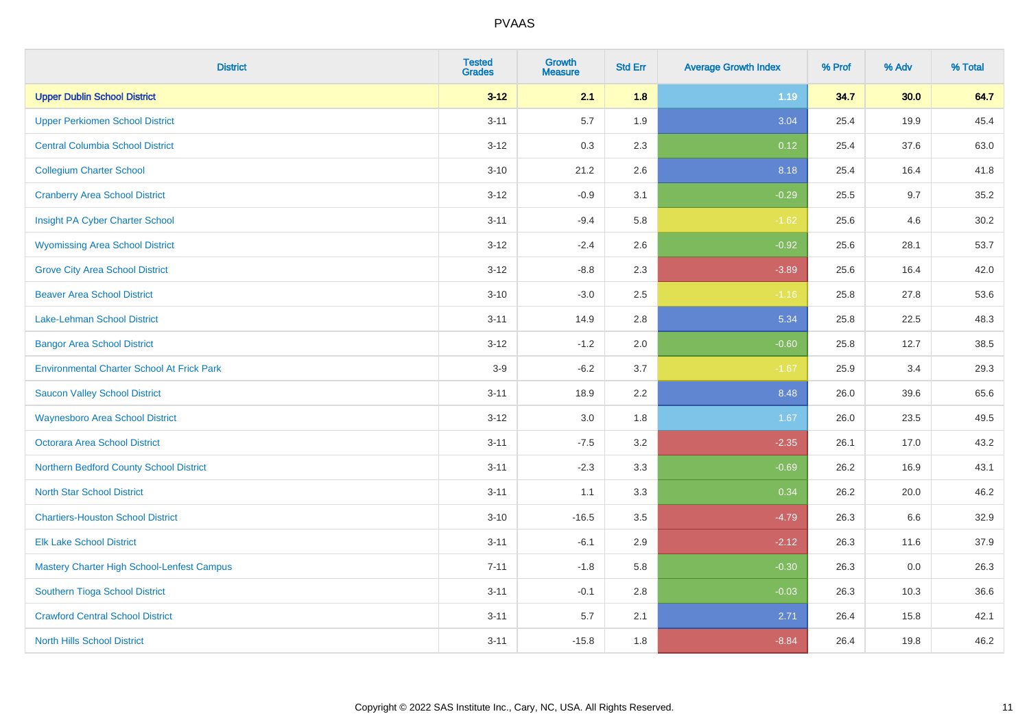# PVAAS

| District | Tested Grades | Growth Measure | Std Err | Average Growth Index | % Prof | % Adv | % Total |
|---|---|---|---|---|---|---|---|
| **Upper Dublin School District** | **3-12** | **2.1** | **1.8** | **1.19** | **34.7** | **30.0** | **64.7** |
| Upper Perkiomen School District | 3-11 | 5.7 | 1.9 | 3.04 | 25.4 | 19.9 | 45.4 |
| Central Columbia School District | 3-12 | 0.3 | 2.3 | 0.12 | 25.4 | 37.6 | 63.0 |
| Collegium Charter School | 3-10 | 21.2 | 2.6 | 8.18 | 25.4 | 16.4 | 41.8 |
| Cranberry Area School District | 3-12 | -0.9 | 3.1 | -0.29 | 25.5 | 9.7 | 35.2 |
| Insight PA Cyber Charter School | 3-11 | -9.4 | 5.8 | -1.62 | 25.6 | 4.6 | 30.2 |
| Wyomissing Area School District | 3-12 | -2.4 | 2.6 | -0.92 | 25.6 | 28.1 | 53.7 |
| Grove City Area School District | 3-12 | -8.8 | 2.3 | -3.89 | 25.6 | 16.4 | 42.0 |
| Beaver Area School District | 3-10 | -3.0 | 2.5 | -1.16 | 25.8 | 27.8 | 53.6 |
| Lake-Lehman School District | 3-11 | 14.9 | 2.8 | 5.34 | 25.8 | 22.5 | 48.3 |
| Bangor Area School District | 3-12 | -1.2 | 2.0 | -0.60 | 25.8 | 12.7 | 38.5 |
| Environmental Charter School At Frick Park | 3-9 | -6.2 | 3.7 | -1.67 | 25.9 | 3.4 | 29.3 |
| Saucon Valley School District | 3-11 | 18.9 | 2.2 | 8.48 | 26.0 | 39.6 | 65.6 |
| Waynesboro Area School District | 3-12 | 3.0 | 1.8 | 1.67 | 26.0 | 23.5 | 49.5 |
| Octorara Area School District | 3-11 | -7.5 | 3.2 | -2.35 | 26.1 | 17.0 | 43.2 |
| Northern Bedford County School District | 3-11 | -2.3 | 3.3 | -0.69 | 26.2 | 16.9 | 43.1 |
| North Star School District | 3-11 | 1.1 | 3.3 | 0.34 | 26.2 | 20.0 | 46.2 |
| Chartiers-Houston School District | 3-10 | -16.5 | 3.5 | -4.79 | 26.3 | 6.6 | 32.9 |
| Elk Lake School District | 3-11 | -6.1 | 2.9 | -2.12 | 26.3 | 11.6 | 37.9 |
| Mastery Charter High School-Lenfest Campus | 7-11 | -1.8 | 5.8 | -0.30 | 26.3 | 0.0 | 26.3 |
| Southern Tioga School District | 3-11 | -0.1 | 2.8 | -0.03 | 26.3 | 10.3 | 36.6 |
| Crawford Central School District | 3-11 | 5.7 | 2.1 | 2.71 | 26.4 | 15.8 | 42.1 |
| North Hills School District | 3-11 | -15.8 | 1.8 | -8.84 | 26.4 | 19.8 | 46.2 |

Copyright © 2022 SAS Institute Inc., Cary, NC, USA. All Rights Reserved.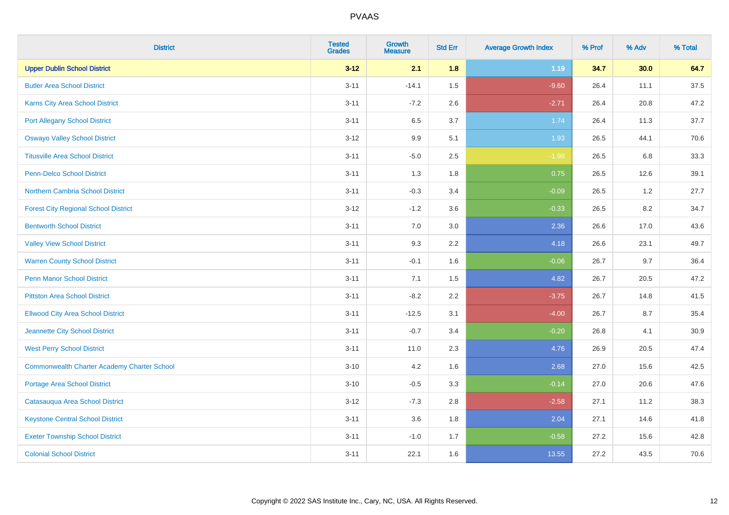| District | Tested Grades | Growth Measure | Std Err | Average Growth Index | % Prof | % Adv | % Total |
|---|---|---|---|---|---|---|---|
| **Upper Dublin School District** | **3-12** | **2.1** | **1.8** | **1.19** | **34.7** | **30.0** | **64.7** |
| Butler Area School District | 3-11 | -14.1 | 1.5 | -9.60 | 26.4 | 11.1 | 37.5 |
| Karns City Area School District | 3-11 | -7.2 | 2.6 | -2.71 | 26.4 | 20.8 | 47.2 |
| Port Allegany School District | 3-11 | 6.5 | 3.7 | 1.74 | 26.4 | 11.3 | 37.7 |
| Oswayo Valley School District | 3-12 | 9.9 | 5.1 | 1.93 | 26.5 | 44.1 | 70.6 |
| Titusville Area School District | 3-11 | -5.0 | 2.5 | -1.98 | 26.5 | 6.8 | 33.3 |
| Penn-Delco School District | 3-11 | 1.3 | 1.8 | 0.75 | 26.5 | 12.6 | 39.1 |
| Northern Cambria School District | 3-11 | -0.3 | 3.4 | -0.09 | 26.5 | 1.2 | 27.7 |
| Forest City Regional School District | 3-12 | -1.2 | 3.6 | -0.33 | 26.5 | 8.2 | 34.7 |
| Bentworth School District | 3-11 | 7.0 | 3.0 | 2.36 | 26.6 | 17.0 | 43.6 |
| Valley View School District | 3-11 | 9.3 | 2.2 | 4.18 | 26.6 | 23.1 | 49.7 |
| Warren County School District | 3-11 | -0.1 | 1.6 | -0.06 | 26.7 | 9.7 | 36.4 |
| Penn Manor School District | 3-11 | 7.1 | 1.5 | 4.82 | 26.7 | 20.5 | 47.2 |
| Pittston Area School District | 3-11 | -8.2 | 2.2 | -3.75 | 26.7 | 14.8 | 41.5 |
| Ellwood City Area School District | 3-11 | -12.5 | 3.1 | -4.00 | 26.7 | 8.7 | 35.4 |
| Jeannette City School District | 3-11 | -0.7 | 3.4 | -0.20 | 26.8 | 4.1 | 30.9 |
| West Perry School District | 3-11 | 11.0 | 2.3 | 4.76 | 26.9 | 20.5 | 47.4 |
| Commonwealth Charter Academy Charter School | 3-10 | 4.2 | 1.6 | 2.68 | 27.0 | 15.6 | 42.5 |
| Portage Area School District | 3-10 | -0.5 | 3.3 | -0.14 | 27.0 | 20.6 | 47.6 |
| Catasauqua Area School District | 3-12 | -7.3 | 2.8 | -2.58 | 27.1 | 11.2 | 38.3 |
| Keystone Central School District | 3-11 | 3.6 | 1.8 | 2.04 | 27.1 | 14.6 | 41.8 |
| Exeter Township School District | 3-11 | -1.0 | 1.7 | -0.58 | 27.2 | 15.6 | 42.8 |
| Colonial School District | 3-11 | 22.1 | 1.6 | 13.55 | 27.2 | 43.5 | 70.6 |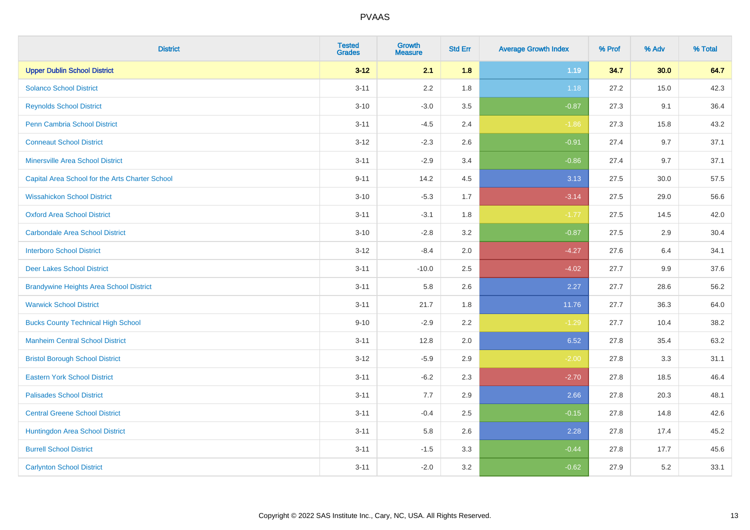# PVAAS

| District | Tested Grades | Growth Measure | Std Err | Average Growth Index | % Prof | % Adv | % Total |
|---|---|---|---|---|---|---|---|
| **Upper Dublin School District** | **3-12** | **2.1** | **1.8** | **1.19** | **34.7** | **30.0** | **64.7** |
| Solanco School District | 3-11 | 2.2 | 1.8 | 1.18 | 27.2 | 15.0 | 42.3 |
| Reynolds School District | 3-10 | -3.0 | 3.5 | -0.87 | 27.3 | 9.1 | 36.4 |
| Penn Cambria School District | 3-11 | -4.5 | 2.4 | -1.86 | 27.3 | 15.8 | 43.2 |
| Conneaut School District | 3-12 | -2.3 | 2.6 | -0.91 | 27.4 | 9.7 | 37.1 |
| Minersville Area School District | 3-11 | -2.9 | 3.4 | -0.86 | 27.4 | 9.7 | 37.1 |
| Capital Area School for the Arts Charter School | 9-11 | 14.2 | 4.5 | 3.13 | 27.5 | 30.0 | 57.5 |
| Wissahickon School District | 3-10 | -5.3 | 1.7 | -3.14 | 27.5 | 29.0 | 56.6 |
| Oxford Area School District | 3-11 | -3.1 | 1.8 | -1.77 | 27.5 | 14.5 | 42.0 |
| Carbondale Area School District | 3-10 | -2.8 | 3.2 | -0.87 | 27.5 | 2.9 | 30.4 |
| Interboro School District | 3-12 | -8.4 | 2.0 | -4.27 | 27.6 | 6.4 | 34.1 |
| Deer Lakes School District | 3-11 | -10.0 | 2.5 | -4.02 | 27.7 | 9.9 | 37.6 |
| Brandywine Heights Area School District | 3-11 | 5.8 | 2.6 | 2.27 | 27.7 | 28.6 | 56.2 |
| Warwick School District | 3-11 | 21.7 | 1.8 | 11.76 | 27.7 | 36.3 | 64.0 |
| Bucks County Technical High School | 9-10 | -2.9 | 2.2 | -1.29 | 27.7 | 10.4 | 38.2 |
| Manheim Central School District | 3-11 | 12.8 | 2.0 | 6.52 | 27.8 | 35.4 | 63.2 |
| Bristol Borough School District | 3-12 | -5.9 | 2.9 | -2.00 | 27.8 | 3.3 | 31.1 |
| Eastern York School District | 3-11 | -6.2 | 2.3 | -2.70 | 27.8 | 18.5 | 46.4 |
| Palisades School District | 3-11 | 7.7 | 2.9 | 2.66 | 27.8 | 20.3 | 48.1 |
| Central Greene School District | 3-11 | -0.4 | 2.5 | -0.15 | 27.8 | 14.8 | 42.6 |
| Huntingdon Area School District | 3-11 | 5.8 | 2.6 | 2.28 | 27.8 | 17.4 | 45.2 |
| Burrell School District | 3-11 | -1.5 | 3.3 | -0.44 | 27.8 | 17.7 | 45.6 |
| Carlynton School District | 3-11 | -2.0 | 3.2 | -0.62 | 27.9 | 5.2 | 33.1 |

Copyright © 2022 SAS Institute Inc., Cary, NC, USA. All Rights Reserved.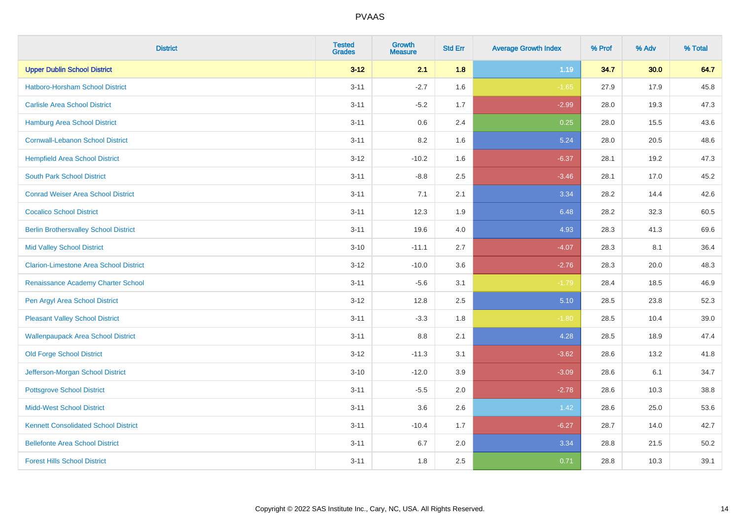# PVAAS

| District | Tested Grades | Growth Measure | Std Err | Average Growth Index | % Prof | % Adv | % Total |
|---|---|---|---|---|---|---|---|
| **Upper Dublin School District** | **3-12** | **2.1** | **1.8** | **1.19** | **34.7** | **30.0** | **64.7** |
| Hatboro-Horsham School District | 3-11 | -2.7 | 1.6 | -1.65 | 27.9 | 17.9 | 45.8 |
| Carlisle Area School District | 3-11 | -5.2 | 1.7 | -2.99 | 28.0 | 19.3 | 47.3 |
| Hamburg Area School District | 3-11 | 0.6 | 2.4 | 0.25 | 28.0 | 15.5 | 43.6 |
| Cornwall-Lebanon School District | 3-11 | 8.2 | 1.6 | 5.24 | 28.0 | 20.5 | 48.6 |
| Hempfield Area School District | 3-12 | -10.2 | 1.6 | -6.37 | 28.1 | 19.2 | 47.3 |
| South Park School District | 3-11 | -8.8 | 2.5 | -3.46 | 28.1 | 17.0 | 45.2 |
| Conrad Weiser Area School District | 3-11 | 7.1 | 2.1 | 3.34 | 28.2 | 14.4 | 42.6 |
| Cocalico School District | 3-11 | 12.3 | 1.9 | 6.48 | 28.2 | 32.3 | 60.5 |
| Berlin Brothersvalley School District | 3-11 | 19.6 | 4.0 | 4.93 | 28.3 | 41.3 | 69.6 |
| Mid Valley School District | 3-10 | -11.1 | 2.7 | -4.07 | 28.3 | 8.1 | 36.4 |
| Clarion-Limestone Area School District | 3-12 | -10.0 | 3.6 | -2.76 | 28.3 | 20.0 | 48.3 |
| Renaissance Academy Charter School | 3-11 | -5.6 | 3.1 | -1.79 | 28.4 | 18.5 | 46.9 |
| Pen Argyl Area School District | 3-12 | 12.8 | 2.5 | 5.10 | 28.5 | 23.8 | 52.3 |
| Pleasant Valley School District | 3-11 | -3.3 | 1.8 | -1.80 | 28.5 | 10.4 | 39.0 |
| Wallenpaupack Area School District | 3-11 | 8.8 | 2.1 | 4.28 | 28.5 | 18.9 | 47.4 |
| Old Forge School District | 3-12 | -11.3 | 3.1 | -3.62 | 28.6 | 13.2 | 41.8 |
| Jefferson-Morgan School District | 3-10 | -12.0 | 3.9 | -3.09 | 28.6 | 6.1 | 34.7 |
| Pottsgrove School District | 3-11 | -5.5 | 2.0 | -2.78 | 28.6 | 10.3 | 38.8 |
| Midd-West School District | 3-11 | 3.6 | 2.6 | 1.42 | 28.6 | 25.0 | 53.6 |
| Kennett Consolidated School District | 3-11 | -10.4 | 1.7 | -6.27 | 28.7 | 14.0 | 42.7 |
| Bellefonte Area School District | 3-11 | 6.7 | 2.0 | 3.34 | 28.8 | 21.5 | 50.2 |
| Forest Hills School District | 3-11 | 1.8 | 2.5 | 0.71 | 28.8 | 10.3 | 39.1 |

Copyright © 2022 SAS Institute Inc., Cary, NC, USA. All Rights Reserved.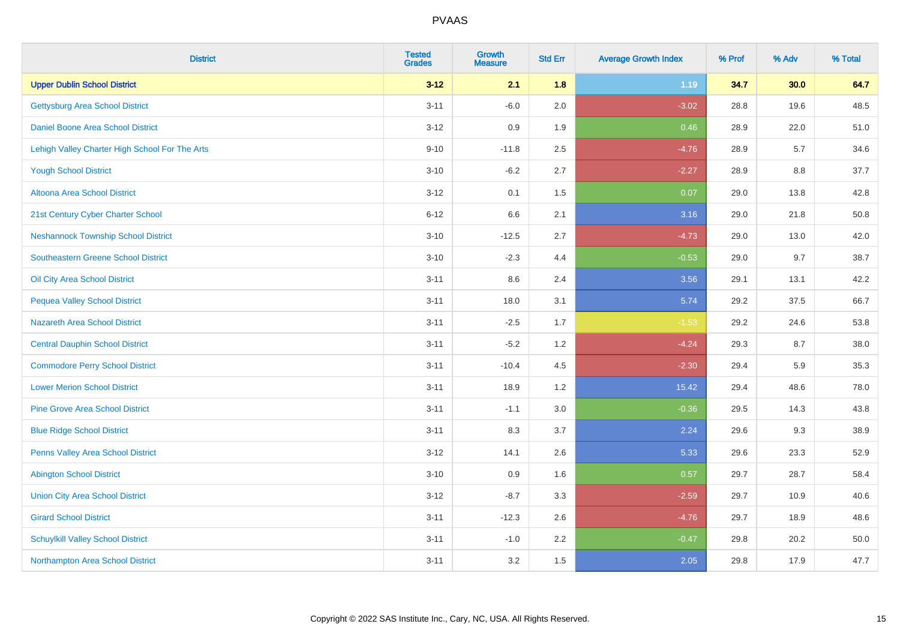PVAAS

| District | Tested Grades | Growth Measure | Std Err | Average Growth Index | % Prof | % Adv | % Total |
|---|---|---|---|---|---|---|---|
| **Upper Dublin School District** | **3-12** | **2.1** | **1.8** | **1.19** | **34.7** | **30.0** | **64.7** |
| Gettysburg Area School District | 3-11 | -6.0 | 2.0 | -3.02 | 28.8 | 19.6 | 48.5 |
| Daniel Boone Area School District | 3-12 | 0.9 | 1.9 | 0.46 | 28.9 | 22.0 | 51.0 |
| Lehigh Valley Charter High School For The Arts | 9-10 | -11.8 | 2.5 | -4.76 | 28.9 | 5.7 | 34.6 |
| Yough School District | 3-10 | -6.2 | 2.7 | -2.27 | 28.9 | 8.8 | 37.7 |
| Altoona Area School District | 3-12 | 0.1 | 1.5 | 0.07 | 29.0 | 13.8 | 42.8 |
| 21st Century Cyber Charter School | 6-12 | 6.6 | 2.1 | 3.16 | 29.0 | 21.8 | 50.8 |
| Neshannock Township School District | 3-10 | -12.5 | 2.7 | -4.73 | 29.0 | 13.0 | 42.0 |
| Southeastern Greene School District | 3-10 | -2.3 | 4.4 | -0.53 | 29.0 | 9.7 | 38.7 |
| Oil City Area School District | 3-11 | 8.6 | 2.4 | 3.56 | 29.1 | 13.1 | 42.2 |
| Pequea Valley School District | 3-11 | 18.0 | 3.1 | 5.74 | 29.2 | 37.5 | 66.7 |
| Nazareth Area School District | 3-11 | -2.5 | 1.7 | -1.53 | 29.2 | 24.6 | 53.8 |
| Central Dauphin School District | 3-11 | -5.2 | 1.2 | -4.24 | 29.3 | 8.7 | 38.0 |
| Commodore Perry School District | 3-11 | -10.4 | 4.5 | -2.30 | 29.4 | 5.9 | 35.3 |
| Lower Merion School District | 3-11 | 18.9 | 1.2 | 15.42 | 29.4 | 48.6 | 78.0 |
| Pine Grove Area School District | 3-11 | -1.1 | 3.0 | -0.36 | 29.5 | 14.3 | 43.8 |
| Blue Ridge School District | 3-11 | 8.3 | 3.7 | 2.24 | 29.6 | 9.3 | 38.9 |
| Penns Valley Area School District | 3-12 | 14.1 | 2.6 | 5.33 | 29.6 | 23.3 | 52.9 |
| Abington School District | 3-10 | 0.9 | 1.6 | 0.57 | 29.7 | 28.7 | 58.4 |
| Union City Area School District | 3-12 | -8.7 | 3.3 | -2.59 | 29.7 | 10.9 | 40.6 |
| Girard School District | 3-11 | -12.3 | 2.6 | -4.76 | 29.7 | 18.9 | 48.6 |
| Schuylkill Valley School District | 3-11 | -1.0 | 2.2 | -0.47 | 29.8 | 20.2 | 50.0 |
| Northampton Area School District | 3-11 | 3.2 | 1.5 | 2.05 | 29.8 | 17.9 | 47.7 |

Copyright © 2022 SAS Institute Inc., Cary, NC, USA. All Rights Reserved.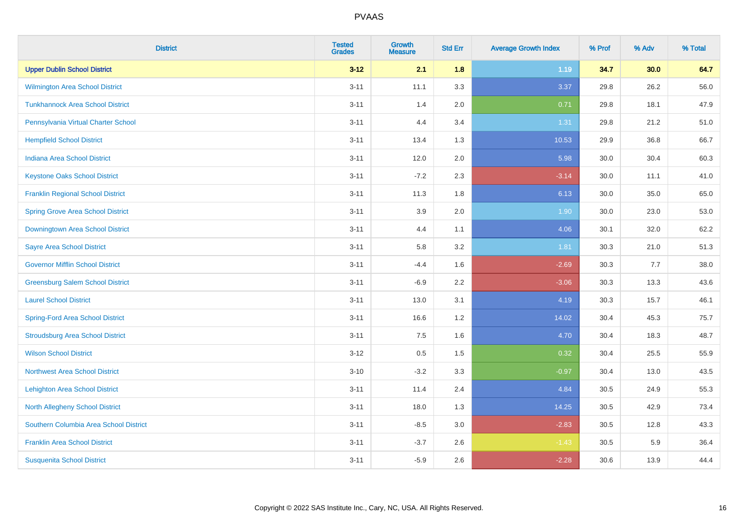# PVAAS

| District | Tested Grades | Growth Measure | Std Err | Average Growth Index | % Prof | % Adv | % Total |
|---|---|---|---|---|---|---|---|
| **Upper Dublin School District** | **3-12** | **2.1** | **1.8** | **1.19** | **34.7** | **30.0** | **64.7** |
| Wilmington Area School District | 3-11 | 11.1 | 3.3 | 3.37 | 29.8 | 26.2 | 56.0 |
| Tunkhannock Area School District | 3-11 | 1.4 | 2.0 | 0.71 | 29.8 | 18.1 | 47.9 |
| Pennsylvania Virtual Charter School | 3-11 | 4.4 | 3.4 | 1.31 | 29.8 | 21.2 | 51.0 |
| Hempfield School District | 3-11 | 13.4 | 1.3 | 10.53 | 29.9 | 36.8 | 66.7 |
| Indiana Area School District | 3-11 | 12.0 | 2.0 | 5.98 | 30.0 | 30.4 | 60.3 |
| Keystone Oaks School District | 3-11 | -7.2 | 2.3 | -3.14 | 30.0 | 11.1 | 41.0 |
| Franklin Regional School District | 3-11 | 11.3 | 1.8 | 6.13 | 30.0 | 35.0 | 65.0 |
| Spring Grove Area School District | 3-11 | 3.9 | 2.0 | 1.90 | 30.0 | 23.0 | 53.0 |
| Downingtown Area School District | 3-11 | 4.4 | 1.1 | 4.06 | 30.1 | 32.0 | 62.2 |
| Sayre Area School District | 3-11 | 5.8 | 3.2 | 1.81 | 30.3 | 21.0 | 51.3 |
| Governor Mifflin School District | 3-11 | -4.4 | 1.6 | -2.69 | 30.3 | 7.7 | 38.0 |
| Greensburg Salem School District | 3-11 | -6.9 | 2.2 | -3.06 | 30.3 | 13.3 | 43.6 |
| Laurel School District | 3-11 | 13.0 | 3.1 | 4.19 | 30.3 | 15.7 | 46.1 |
| Spring-Ford Area School District | 3-11 | 16.6 | 1.2 | 14.02 | 30.4 | 45.3 | 75.7 |
| Stroudsburg Area School District | 3-11 | 7.5 | 1.6 | 4.70 | 30.4 | 18.3 | 48.7 |
| Wilson School District | 3-12 | 0.5 | 1.5 | 0.32 | 30.4 | 25.5 | 55.9 |
| Northwest Area School District | 3-10 | -3.2 | 3.3 | -0.97 | 30.4 | 13.0 | 43.5 |
| Lehighton Area School District | 3-11 | 11.4 | 2.4 | 4.84 | 30.5 | 24.9 | 55.3 |
| North Allegheny School District | 3-11 | 18.0 | 1.3 | 14.25 | 30.5 | 42.9 | 73.4 |
| Southern Columbia Area School District | 3-11 | -8.5 | 3.0 | -2.83 | 30.5 | 12.8 | 43.3 |
| Franklin Area School District | 3-11 | -3.7 | 2.6 | -1.43 | 30.5 | 5.9 | 36.4 |
| Susquenita School District | 3-11 | -5.9 | 2.6 | -2.28 | 30.6 | 13.9 | 44.4 |

Copyright © 2022 SAS Institute Inc., Cary, NC, USA. All Rights Reserved.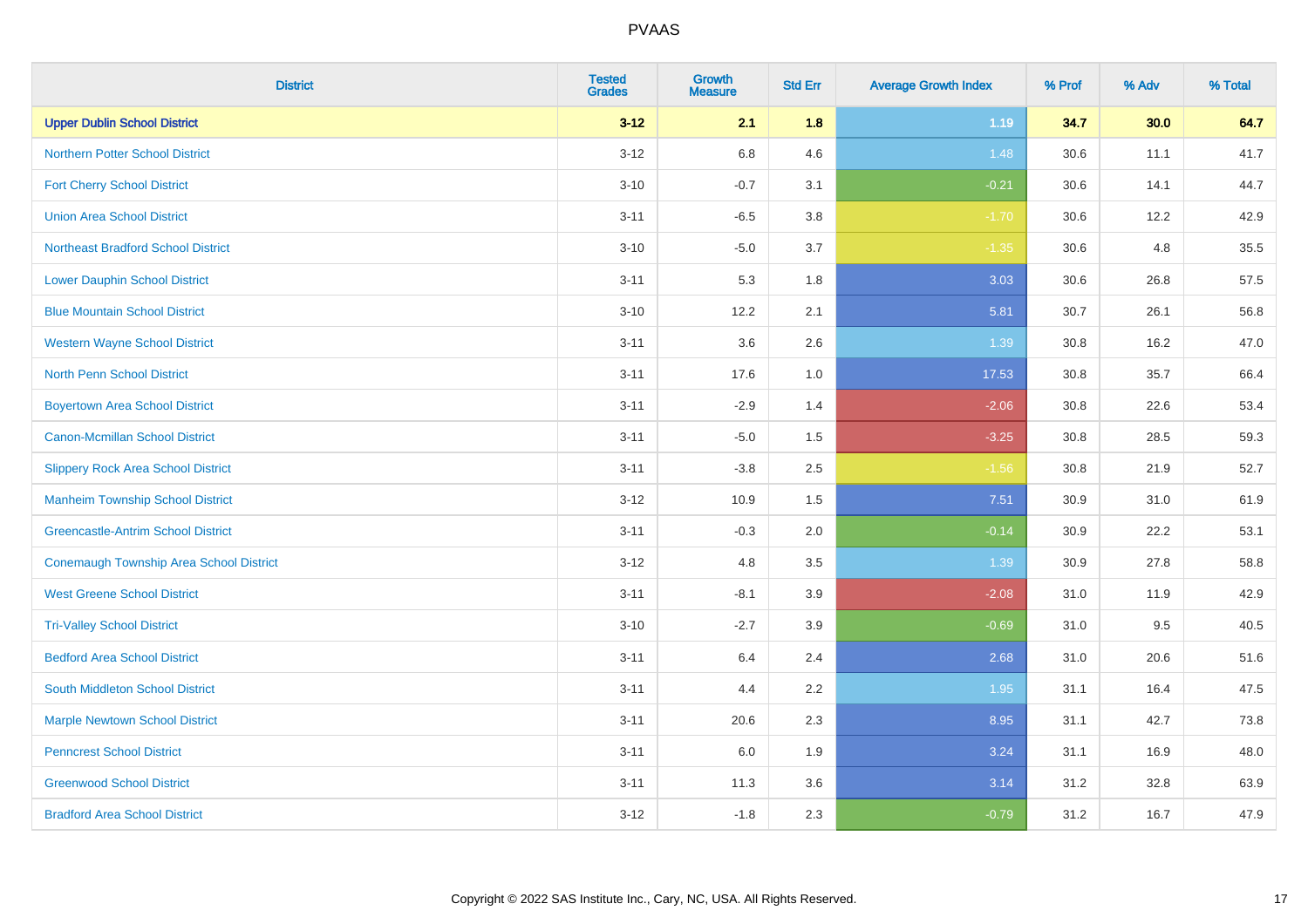# PVAAS

| District | Tested Grades | Growth Measure | Std Err | Average Growth Index | % Prof | % Adv | % Total |
|---|---|---|---|---|---|---|---|
| **Upper Dublin School District** | **3-12** | **2.1** | **1.8** | **1.19** | **34.7** | **30.0** | **64.7** |
| Northern Potter School District | 3-12 | 6.8 | 4.6 | 1.48 | 30.6 | 11.1 | 41.7 |
| Fort Cherry School District | 3-10 | -0.7 | 3.1 | -0.21 | 30.6 | 14.1 | 44.7 |
| Union Area School District | 3-11 | -6.5 | 3.8 | -1.70 | 30.6 | 12.2 | 42.9 |
| Northeast Bradford School District | 3-10 | -5.0 | 3.7 | -1.35 | 30.6 | 4.8 | 35.5 |
| Lower Dauphin School District | 3-11 | 5.3 | 1.8 | 3.03 | 30.6 | 26.8 | 57.5 |
| Blue Mountain School District | 3-10 | 12.2 | 2.1 | 5.81 | 30.7 | 26.1 | 56.8 |
| Western Wayne School District | 3-11 | 3.6 | 2.6 | 1.39 | 30.8 | 16.2 | 47.0 |
| North Penn School District | 3-11 | 17.6 | 1.0 | 17.53 | 30.8 | 35.7 | 66.4 |
| Boyertown Area School District | 3-11 | -2.9 | 1.4 | -2.06 | 30.8 | 22.6 | 53.4 |
| Canon-Mcmillan School District | 3-11 | -5.0 | 1.5 | -3.25 | 30.8 | 28.5 | 59.3 |
| Slippery Rock Area School District | 3-11 | -3.8 | 2.5 | -1.56 | 30.8 | 21.9 | 52.7 |
| Manheim Township School District | 3-12 | 10.9 | 1.5 | 7.51 | 30.9 | 31.0 | 61.9 |
| Greencastle-Antrim School District | 3-11 | -0.3 | 2.0 | -0.14 | 30.9 | 22.2 | 53.1 |
| Conemaugh Township Area School District | 3-12 | 4.8 | 3.5 | 1.39 | 30.9 | 27.8 | 58.8 |
| West Greene School District | 3-11 | -8.1 | 3.9 | -2.08 | 31.0 | 11.9 | 42.9 |
| Tri-Valley School District | 3-10 | -2.7 | 3.9 | -0.69 | 31.0 | 9.5 | 40.5 |
| Bedford Area School District | 3-11 | 6.4 | 2.4 | 2.68 | 31.0 | 20.6 | 51.6 |
| South Middleton School District | 3-11 | 4.4 | 2.2 | 1.95 | 31.1 | 16.4 | 47.5 |
| Marple Newtown School District | 3-11 | 20.6 | 2.3 | 8.95 | 31.1 | 42.7 | 73.8 |
| Penncrest School District | 3-11 | 6.0 | 1.9 | 3.24 | 31.1 | 16.9 | 48.0 |
| Greenwood School District | 3-11 | 11.3 | 3.6 | 3.14 | 31.2 | 32.8 | 63.9 |
| Bradford Area School District | 3-12 | -1.8 | 2.3 | -0.79 | 31.2 | 16.7 | 47.9 |

Copyright © 2022 SAS Institute Inc., Cary, NC, USA. All Rights Reserved.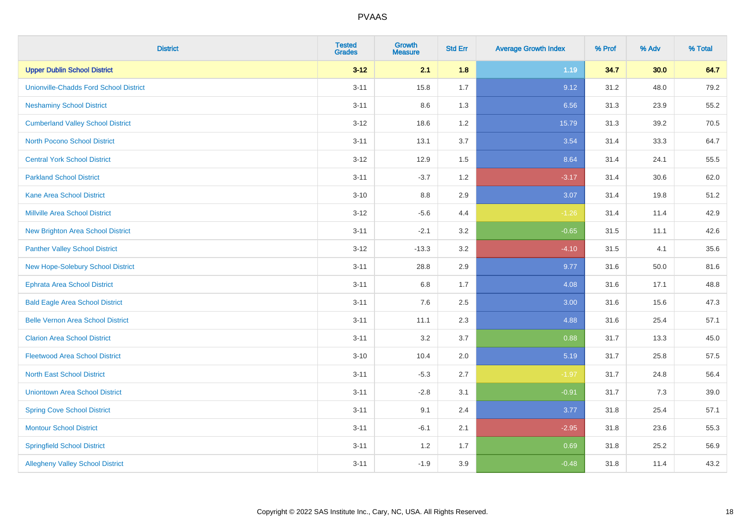# PVAAS

| District | Tested Grades | Growth Measure | Std Err | Average Growth Index | % Prof | % Adv | % Total |
|---|---|---|---|---|---|---|---|
| **Upper Dublin School District** | **3-12** | **2.1** | **1.8** | **1.19** | **34.7** | **30.0** | **64.7** |
| Unionville-Chadds Ford School District | 3-11 | 15.8 | 1.7 | 9.12 | 31.2 | 48.0 | 79.2 |
| Neshaminy School District | 3-11 | 8.6 | 1.3 | 6.56 | 31.3 | 23.9 | 55.2 |
| Cumberland Valley School District | 3-12 | 18.6 | 1.2 | 15.79 | 31.3 | 39.2 | 70.5 |
| North Pocono School District | 3-11 | 13.1 | 3.7 | 3.54 | 31.4 | 33.3 | 64.7 |
| Central York School District | 3-12 | 12.9 | 1.5 | 8.64 | 31.4 | 24.1 | 55.5 |
| Parkland School District | 3-11 | -3.7 | 1.2 | -3.17 | 31.4 | 30.6 | 62.0 |
| Kane Area School District | 3-10 | 8.8 | 2.9 | 3.07 | 31.4 | 19.8 | 51.2 |
| Millville Area School District | 3-12 | -5.6 | 4.4 | -1.26 | 31.4 | 11.4 | 42.9 |
| New Brighton Area School District | 3-11 | -2.1 | 3.2 | -0.65 | 31.5 | 11.1 | 42.6 |
| Panther Valley School District | 3-12 | -13.3 | 3.2 | -4.10 | 31.5 | 4.1 | 35.6 |
| New Hope-Solebury School District | 3-11 | 28.8 | 2.9 | 9.77 | 31.6 | 50.0 | 81.6 |
| Ephrata Area School District | 3-11 | 6.8 | 1.7 | 4.08 | 31.6 | 17.1 | 48.8 |
| Bald Eagle Area School District | 3-11 | 7.6 | 2.5 | 3.00 | 31.6 | 15.6 | 47.3 |
| Belle Vernon Area School District | 3-11 | 11.1 | 2.3 | 4.88 | 31.6 | 25.4 | 57.1 |
| Clarion Area School District | 3-11 | 3.2 | 3.7 | 0.88 | 31.7 | 13.3 | 45.0 |
| Fleetwood Area School District | 3-10 | 10.4 | 2.0 | 5.19 | 31.7 | 25.8 | 57.5 |
| North East School District | 3-11 | -5.3 | 2.7 | -1.97 | 31.7 | 24.8 | 56.4 |
| Uniontown Area School District | 3-11 | -2.8 | 3.1 | -0.91 | 31.7 | 7.3 | 39.0 |
| Spring Cove School District | 3-11 | 9.1 | 2.4 | 3.77 | 31.8 | 25.4 | 57.1 |
| Montour School District | 3-11 | -6.1 | 2.1 | -2.95 | 31.8 | 23.6 | 55.3 |
| Springfield School District | 3-11 | 1.2 | 1.7 | 0.69 | 31.8 | 25.2 | 56.9 |
| Allegheny Valley School District | 3-11 | -1.9 | 3.9 | -0.48 | 31.8 | 11.4 | 43.2 |

Copyright © 2022 SAS Institute Inc., Cary, NC, USA. All Rights Reserved.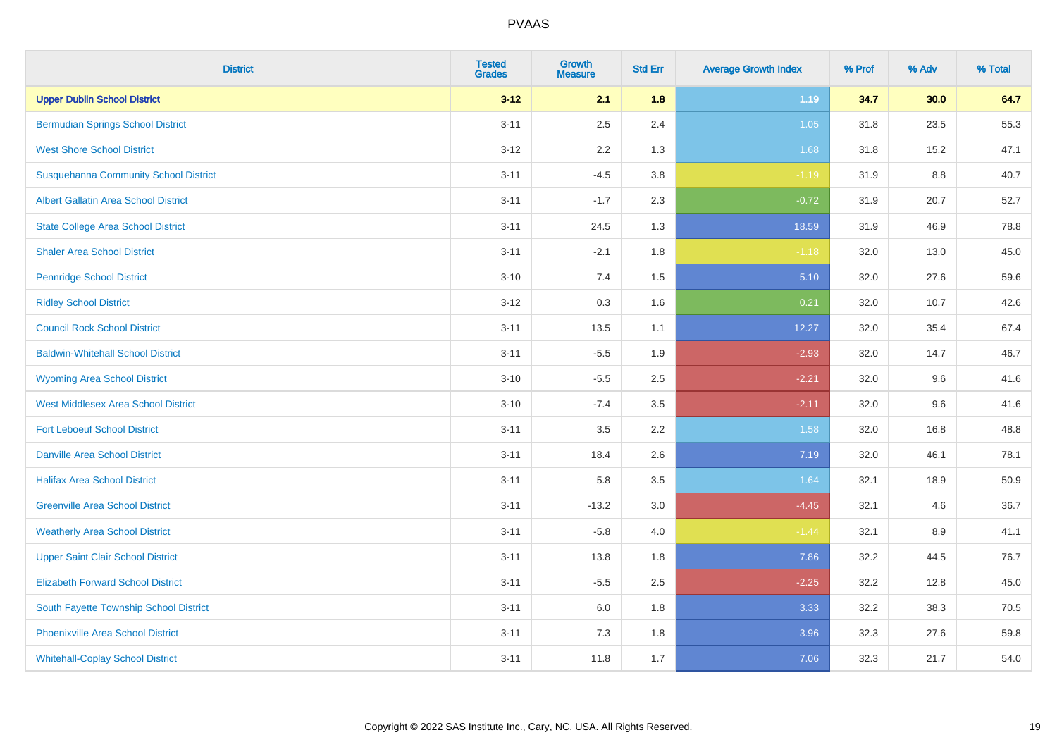# PVAAS

| District | Tested Grades | Growth Measure | Std Err | Average Growth Index | % Prof | % Adv | % Total |
|---|---|---|---|---|---|---|---|
| **Upper Dublin School District** | **3-12** | **2.1** | **1.8** | **1.19** | **34.7** | **30.0** | **64.7** |
| Bermudian Springs School District | 3-11 | 2.5 | 2.4 | 1.05 | 31.8 | 23.5 | 55.3 |
| West Shore School District | 3-12 | 2.2 | 1.3 | 1.68 | 31.8 | 15.2 | 47.1 |
| Susquehanna Community School District | 3-11 | -4.5 | 3.8 | -1.19 | 31.9 | 8.8 | 40.7 |
| Albert Gallatin Area School District | 3-11 | -1.7 | 2.3 | -0.72 | 31.9 | 20.7 | 52.7 |
| State College Area School District | 3-11 | 24.5 | 1.3 | 18.59 | 31.9 | 46.9 | 78.8 |
| Shaler Area School District | 3-11 | -2.1 | 1.8 | -1.18 | 32.0 | 13.0 | 45.0 |
| Pennridge School District | 3-10 | 7.4 | 1.5 | 5.10 | 32.0 | 27.6 | 59.6 |
| Ridley School District | 3-12 | 0.3 | 1.6 | 0.21 | 32.0 | 10.7 | 42.6 |
| Council Rock School District | 3-11 | 13.5 | 1.1 | 12.27 | 32.0 | 35.4 | 67.4 |
| Baldwin-Whitehall School District | 3-11 | -5.5 | 1.9 | -2.93 | 32.0 | 14.7 | 46.7 |
| Wyoming Area School District | 3-10 | -5.5 | 2.5 | -2.21 | 32.0 | 9.6 | 41.6 |
| West Middlesex Area School District | 3-10 | -7.4 | 3.5 | -2.11 | 32.0 | 9.6 | 41.6 |
| Fort Leboeuf School District | 3-11 | 3.5 | 2.2 | 1.58 | 32.0 | 16.8 | 48.8 |
| Danville Area School District | 3-11 | 18.4 | 2.6 | 7.19 | 32.0 | 46.1 | 78.1 |
| Halifax Area School District | 3-11 | 5.8 | 3.5 | 1.64 | 32.1 | 18.9 | 50.9 |
| Greenville Area School District | 3-11 | -13.2 | 3.0 | -4.45 | 32.1 | 4.6 | 36.7 |
| Weatherly Area School District | 3-11 | -5.8 | 4.0 | -1.44 | 32.1 | 8.9 | 41.1 |
| Upper Saint Clair School District | 3-11 | 13.8 | 1.8 | 7.86 | 32.2 | 44.5 | 76.7 |
| Elizabeth Forward School District | 3-11 | -5.5 | 2.5 | -2.25 | 32.2 | 12.8 | 45.0 |
| South Fayette Township School District | 3-11 | 6.0 | 1.8 | 3.33 | 32.2 | 38.3 | 70.5 |
| Phoenixville Area School District | 3-11 | 7.3 | 1.8 | 3.96 | 32.3 | 27.6 | 59.8 |
| Whitehall-Coplay School District | 3-11 | 11.8 | 1.7 | 7.06 | 32.3 | 21.7 | 54.0 |

Copyright © 2022 SAS Institute Inc., Cary, NC, USA. All Rights Reserved.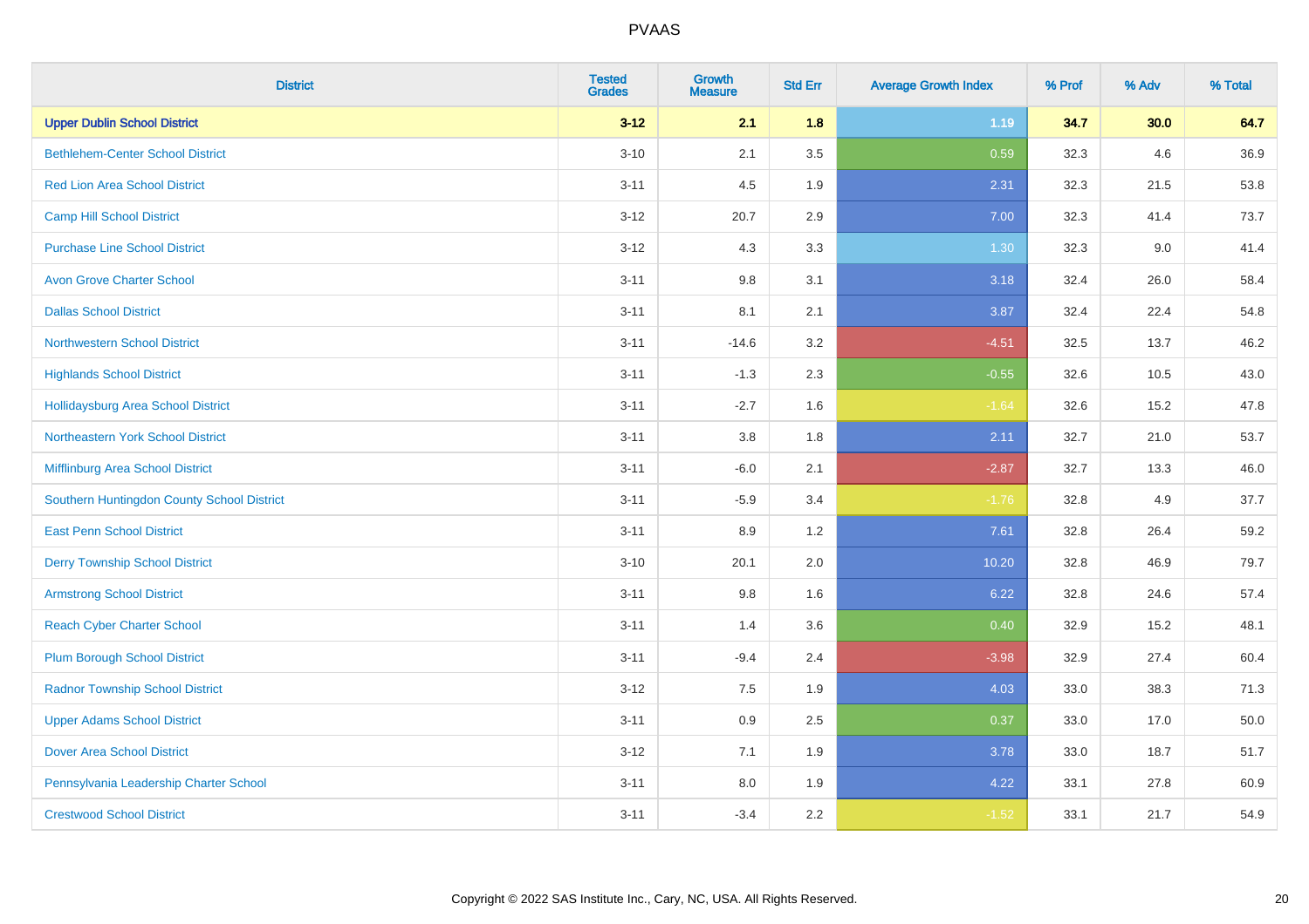# PVAAS

| District | Tested Grades | Growth Measure | Std Err | Average Growth Index | % Prof | % Adv | % Total |
|---|---|---|---|---|---|---|---|
| **Upper Dublin School District** | **3-12** | **2.1** | **1.8** | **1.19** | **34.7** | **30.0** | **64.7** |
| Bethlehem-Center School District | 3-10 | 2.1 | 3.5 | 0.59 | 32.3 | 4.6 | 36.9 |
| Red Lion Area School District | 3-11 | 4.5 | 1.9 | 2.31 | 32.3 | 21.5 | 53.8 |
| Camp Hill School District | 3-12 | 20.7 | 2.9 | 7.00 | 32.3 | 41.4 | 73.7 |
| Purchase Line School District | 3-12 | 4.3 | 3.3 | 1.30 | 32.3 | 9.0 | 41.4 |
| Avon Grove Charter School | 3-11 | 9.8 | 3.1 | 3.18 | 32.4 | 26.0 | 58.4 |
| Dallas School District | 3-11 | 8.1 | 2.1 | 3.87 | 32.4 | 22.4 | 54.8 |
| Northwestern School District | 3-11 | -14.6 | 3.2 | -4.51 | 32.5 | 13.7 | 46.2 |
| Highlands School District | 3-11 | -1.3 | 2.3 | -0.55 | 32.6 | 10.5 | 43.0 |
| Hollidaysburg Area School District | 3-11 | -2.7 | 1.6 | -1.64 | 32.6 | 15.2 | 47.8 |
| Northeastern York School District | 3-11 | 3.8 | 1.8 | 2.11 | 32.7 | 21.0 | 53.7 |
| Mifflinburg Area School District | 3-11 | -6.0 | 2.1 | -2.87 | 32.7 | 13.3 | 46.0 |
| Southern Huntingdon County School District | 3-11 | -5.9 | 3.4 | -1.76 | 32.8 | 4.9 | 37.7 |
| East Penn School District | 3-11 | 8.9 | 1.2 | 7.61 | 32.8 | 26.4 | 59.2 |
| Derry Township School District | 3-10 | 20.1 | 2.0 | 10.20 | 32.8 | 46.9 | 79.7 |
| Armstrong School District | 3-11 | 9.8 | 1.6 | 6.22 | 32.8 | 24.6 | 57.4 |
| Reach Cyber Charter School | 3-11 | 1.4 | 3.6 | 0.40 | 32.9 | 15.2 | 48.1 |
| Plum Borough School District | 3-11 | -9.4 | 2.4 | -3.98 | 32.9 | 27.4 | 60.4 |
| Radnor Township School District | 3-12 | 7.5 | 1.9 | 4.03 | 33.0 | 38.3 | 71.3 |
| Upper Adams School District | 3-11 | 0.9 | 2.5 | 0.37 | 33.0 | 17.0 | 50.0 |
| Dover Area School District | 3-12 | 7.1 | 1.9 | 3.78 | 33.0 | 18.7 | 51.7 |
| Pennsylvania Leadership Charter School | 3-11 | 8.0 | 1.9 | 4.22 | 33.1 | 27.8 | 60.9 |
| Crestwood School District | 3-11 | -3.4 | 2.2 | -1.52 | 33.1 | 21.7 | 54.9 |

Copyright © 2022 SAS Institute Inc., Cary, NC, USA. All Rights Reserved.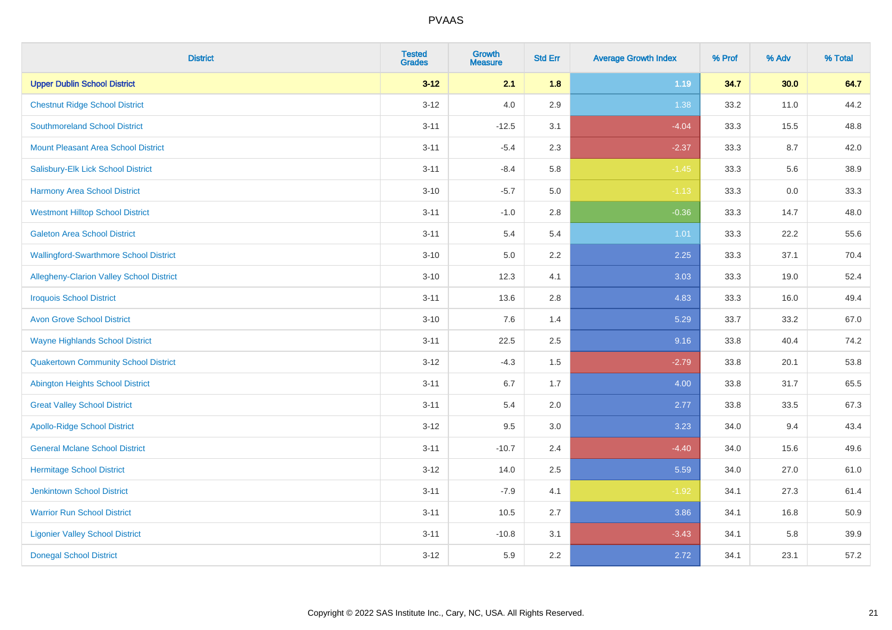# PVAAS

| District | Tested Grades | Growth Measure | Std Err | Average Growth Index | % Prof | % Adv | % Total |
|---|---|---|---|---|---|---|---|
| **Upper Dublin School District** | **3-12** | **2.1** | **1.8** | **1.19** | **34.7** | **30.0** | **64.7** |
| Chestnut Ridge School District | 3-12 | 4.0 | 2.9 | 1.38 | 33.2 | 11.0 | 44.2 |
| Southmoreland School District | 3-11 | -12.5 | 3.1 | -4.04 | 33.3 | 15.5 | 48.8 |
| Mount Pleasant Area School District | 3-11 | -5.4 | 2.3 | -2.37 | 33.3 | 8.7 | 42.0 |
| Salisbury-Elk Lick School District | 3-11 | -8.4 | 5.8 | -1.45 | 33.3 | 5.6 | 38.9 |
| Harmony Area School District | 3-10 | -5.7 | 5.0 | -1.13 | 33.3 | 0.0 | 33.3 |
| Westmont Hilltop School District | 3-11 | -1.0 | 2.8 | -0.36 | 33.3 | 14.7 | 48.0 |
| Galeton Area School District | 3-11 | 5.4 | 5.4 | 1.01 | 33.3 | 22.2 | 55.6 |
| Wallingford-Swarthmore School District | 3-10 | 5.0 | 2.2 | 2.25 | 33.3 | 37.1 | 70.4 |
| Allegheny-Clarion Valley School District | 3-10 | 12.3 | 4.1 | 3.03 | 33.3 | 19.0 | 52.4 |
| Iroquois School District | 3-11 | 13.6 | 2.8 | 4.83 | 33.3 | 16.0 | 49.4 |
| Avon Grove School District | 3-10 | 7.6 | 1.4 | 5.29 | 33.7 | 33.2 | 67.0 |
| Wayne Highlands School District | 3-11 | 22.5 | 2.5 | 9.16 | 33.8 | 40.4 | 74.2 |
| Quakertown Community School District | 3-12 | -4.3 | 1.5 | -2.79 | 33.8 | 20.1 | 53.8 |
| Abington Heights School District | 3-11 | 6.7 | 1.7 | 4.00 | 33.8 | 31.7 | 65.5 |
| Great Valley School District | 3-11 | 5.4 | 2.0 | 2.77 | 33.8 | 33.5 | 67.3 |
| Apollo-Ridge School District | 3-12 | 9.5 | 3.0 | 3.23 | 34.0 | 9.4 | 43.4 |
| General Mclane School District | 3-11 | -10.7 | 2.4 | -4.40 | 34.0 | 15.6 | 49.6 |
| Hermitage School District | 3-12 | 14.0 | 2.5 | 5.59 | 34.0 | 27.0 | 61.0 |
| Jenkintown School District | 3-11 | -7.9 | 4.1 | -1.92 | 34.1 | 27.3 | 61.4 |
| Warrior Run School District | 3-11 | 10.5 | 2.7 | 3.86 | 34.1 | 16.8 | 50.9 |
| Ligonier Valley School District | 3-11 | -10.8 | 3.1 | -3.43 | 34.1 | 5.8 | 39.9 |
| Donegal School District | 3-12 | 5.9 | 2.2 | 2.72 | 34.1 | 23.1 | 57.2 |

Copyright © 2022 SAS Institute Inc., Cary, NC, USA. All Rights Reserved.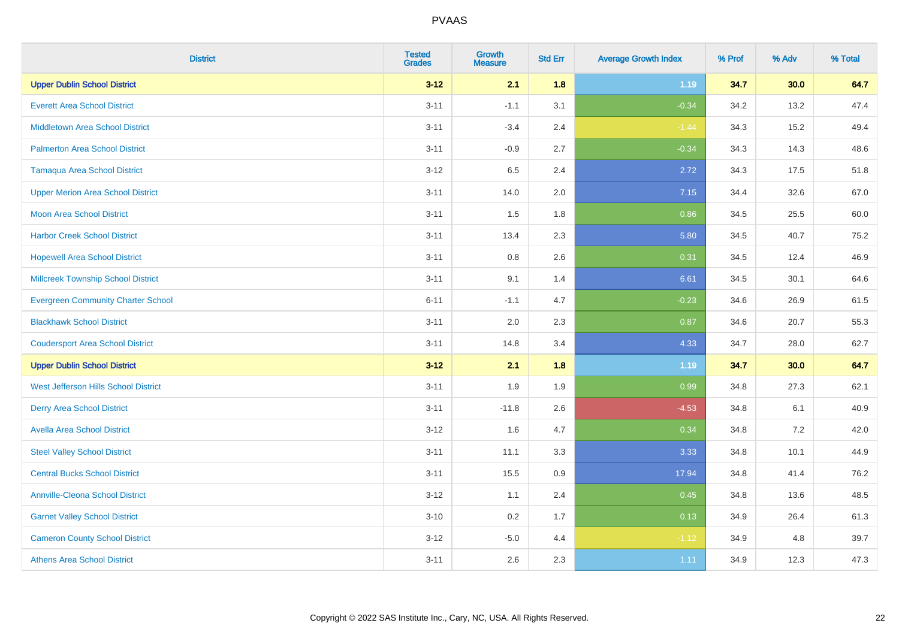# PVAAS

| District | Tested Grades | Growth Measure | Std Err | Average Growth Index | % Prof | % Adv | % Total |
|---|---|---|---|---|---|---|---|
| **Upper Dublin School District** | **3-12** | **2.1** | **1.8** | **1.19** | **34.7** | **30.0** | **64.7** |
| Everett Area School District | 3-11 | -1.1 | 3.1 | -0.34 | 34.2 | 13.2 | 47.4 |
| Middletown Area School District | 3-11 | -3.4 | 2.4 | -1.44 | 34.3 | 15.2 | 49.4 |
| Palmerton Area School District | 3-11 | -0.9 | 2.7 | -0.34 | 34.3 | 14.3 | 48.6 |
| Tamaqua Area School District | 3-12 | 6.5 | 2.4 | 2.72 | 34.3 | 17.5 | 51.8 |
| Upper Merion Area School District | 3-11 | 14.0 | 2.0 | 7.15 | 34.4 | 32.6 | 67.0 |
| Moon Area School District | 3-11 | 1.5 | 1.8 | 0.86 | 34.5 | 25.5 | 60.0 |
| Harbor Creek School District | 3-11 | 13.4 | 2.3 | 5.80 | 34.5 | 40.7 | 75.2 |
| Hopewell Area School District | 3-11 | 0.8 | 2.6 | 0.31 | 34.5 | 12.4 | 46.9 |
| Millcreek Township School District | 3-11 | 9.1 | 1.4 | 6.61 | 34.5 | 30.1 | 64.6 |
| Evergreen Community Charter School | 6-11 | -1.1 | 4.7 | -0.23 | 34.6 | 26.9 | 61.5 |
| Blackhawk School District | 3-11 | 2.0 | 2.3 | 0.87 | 34.6 | 20.7 | 55.3 |
| Coudersport Area School District | 3-11 | 14.8 | 3.4 | 4.33 | 34.7 | 28.0 | 62.7 |
| **Upper Dublin School District** | **3-12** | **2.1** | **1.8** | **1.19** | **34.7** | **30.0** | **64.7** |
| West Jefferson Hills School District | 3-11 | 1.9 | 1.9 | 0.99 | 34.8 | 27.3 | 62.1 |
| Derry Area School District | 3-11 | -11.8 | 2.6 | -4.53 | 34.8 | 6.1 | 40.9 |
| Avella Area School District | 3-12 | 1.6 | 4.7 | 0.34 | 34.8 | 7.2 | 42.0 |
| Steel Valley School District | 3-11 | 11.1 | 3.3 | 3.33 | 34.8 | 10.1 | 44.9 |
| Central Bucks School District | 3-11 | 15.5 | 0.9 | 17.94 | 34.8 | 41.4 | 76.2 |
| Annville-Cleona School District | 3-12 | 1.1 | 2.4 | 0.45 | 34.8 | 13.6 | 48.5 |
| Garnet Valley School District | 3-10 | 0.2 | 1.7 | 0.13 | 34.9 | 26.4 | 61.3 |
| Cameron County School District | 3-12 | -5.0 | 4.4 | -1.12 | 34.9 | 4.8 | 39.7 |
| Athens Area School District | 3-11 | 2.6 | 2.3 | 1.11 | 34.9 | 12.3 | 47.3 |

Copyright © 2022 SAS Institute Inc., Cary, NC, USA. All Rights Reserved.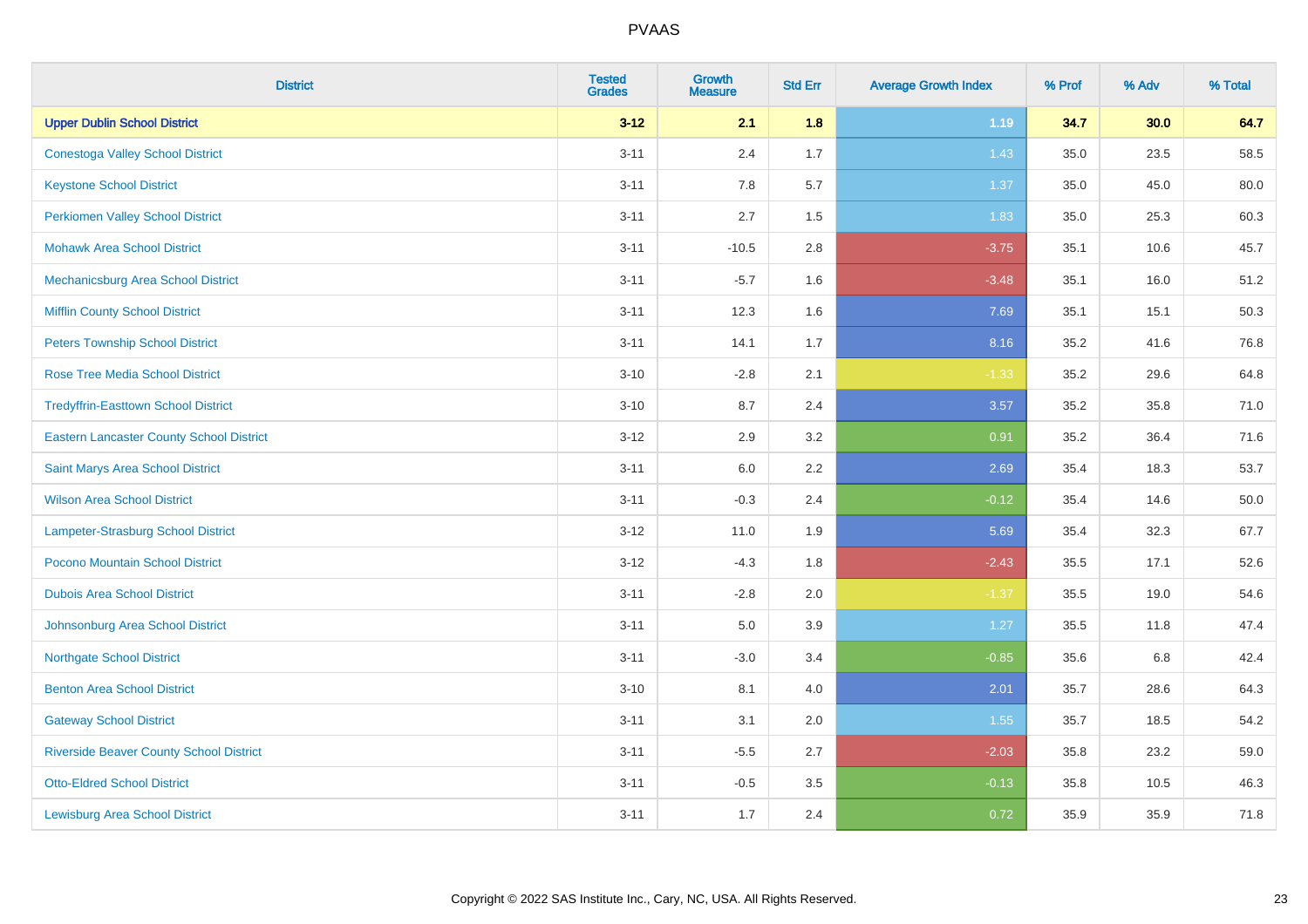| District | Tested Grades | Growth Measure | Std Err | Average Growth Index | % Prof | % Adv | % Total |
|---|---|---|---|---|---|---|---|
| **Upper Dublin School District** | **3-12** | **2.1** | **1.8** | **1.19** | **34.7** | **30.0** | **64.7** |
| Conestoga Valley School District | 3-11 | 2.4 | 1.7 | 1.43 | 35.0 | 23.5 | 58.5 |
| Keystone School District | 3-11 | 7.8 | 5.7 | 1.37 | 35.0 | 45.0 | 80.0 |
| Perkiomen Valley School District | 3-11 | 2.7 | 1.5 | 1.83 | 35.0 | 25.3 | 60.3 |
| Mohawk Area School District | 3-11 | -10.5 | 2.8 | -3.75 | 35.1 | 10.6 | 45.7 |
| Mechanicsburg Area School District | 3-11 | -5.7 | 1.6 | -3.48 | 35.1 | 16.0 | 51.2 |
| Mifflin County School District | 3-11 | 12.3 | 1.6 | 7.69 | 35.1 | 15.1 | 50.3 |
| Peters Township School District | 3-11 | 14.1 | 1.7 | 8.16 | 35.2 | 41.6 | 76.8 |
| Rose Tree Media School District | 3-10 | -2.8 | 2.1 | -1.33 | 35.2 | 29.6 | 64.8 |
| Tredyffrin-Easttown School District | 3-10 | 8.7 | 2.4 | 3.57 | 35.2 | 35.8 | 71.0 |
| Eastern Lancaster County School District | 3-12 | 2.9 | 3.2 | 0.91 | 35.2 | 36.4 | 71.6 |
| Saint Marys Area School District | 3-11 | 6.0 | 2.2 | 2.69 | 35.4 | 18.3 | 53.7 |
| Wilson Area School District | 3-11 | -0.3 | 2.4 | -0.12 | 35.4 | 14.6 | 50.0 |
| Lampeter-Strasburg School District | 3-12 | 11.0 | 1.9 | 5.69 | 35.4 | 32.3 | 67.7 |
| Pocono Mountain School District | 3-12 | -4.3 | 1.8 | -2.43 | 35.5 | 17.1 | 52.6 |
| Dubois Area School District | 3-11 | -2.8 | 2.0 | -1.37 | 35.5 | 19.0 | 54.6 |
| Johnsonburg Area School District | 3-11 | 5.0 | 3.9 | 1.27 | 35.5 | 11.8 | 47.4 |
| Northgate School District | 3-11 | -3.0 | 3.4 | -0.85 | 35.6 | 6.8 | 42.4 |
| Benton Area School District | 3-10 | 8.1 | 4.0 | 2.01 | 35.7 | 28.6 | 64.3 |
| Gateway School District | 3-11 | 3.1 | 2.0 | 1.55 | 35.7 | 18.5 | 54.2 |
| Riverside Beaver County School District | 3-11 | -5.5 | 2.7 | -2.03 | 35.8 | 23.2 | 59.0 |
| Otto-Eldred School District | 3-11 | -0.5 | 3.5 | -0.13 | 35.8 | 10.5 | 46.3 |
| Lewisburg Area School District | 3-11 | 1.7 | 2.4 | 0.72 | 35.9 | 35.9 | 71.8 |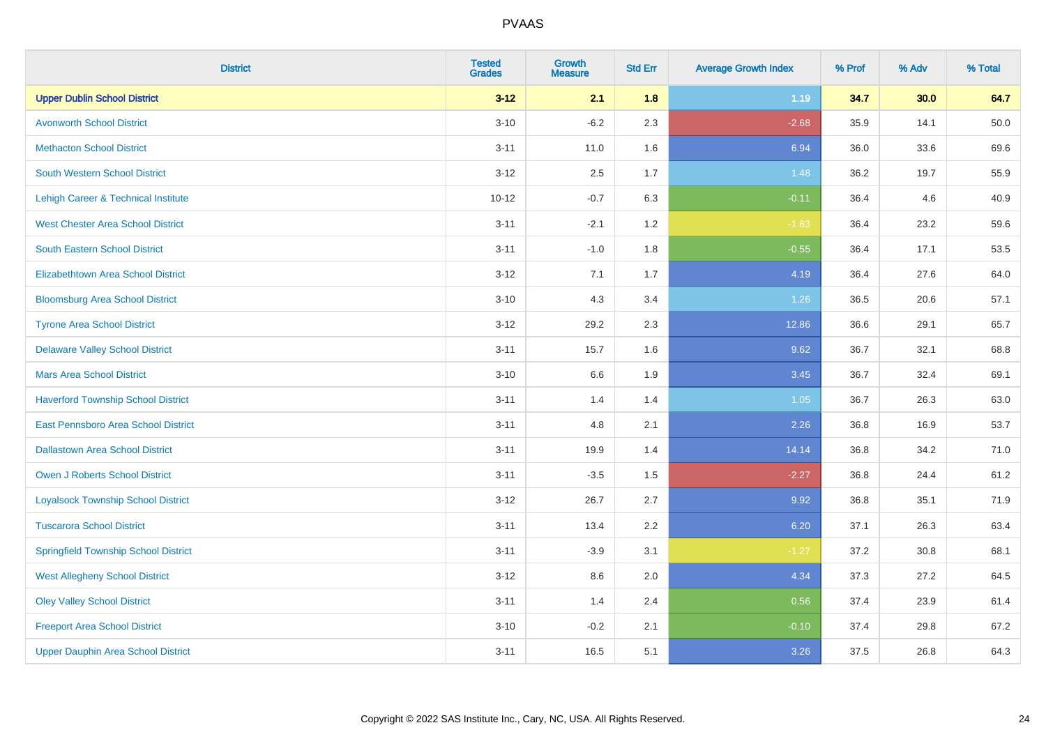| District | Tested Grades | Growth Measure | Std Err | Average Growth Index | % Prof | % Adv | % Total |
|---|---|---|---|---|---|---|---|
| **Upper Dublin School District** | **3-12** | **2.1** | **1.8** | **1.19** | **34.7** | **30.0** | **64.7** |
| Avonworth School District | 3-10 | -6.2 | 2.3 | -2.68 | 35.9 | 14.1 | 50.0 |
| Methacton School District | 3-11 | 11.0 | 1.6 | 6.94 | 36.0 | 33.6 | 69.6 |
| South Western School District | 3-12 | 2.5 | 1.7 | 1.48 | 36.2 | 19.7 | 55.9 |
| Lehigh Career & Technical Institute | 10-12 | -0.7 | 6.3 | -0.11 | 36.4 | 4.6 | 40.9 |
| West Chester Area School District | 3-11 | -2.1 | 1.2 | -1.83 | 36.4 | 23.2 | 59.6 |
| South Eastern School District | 3-11 | -1.0 | 1.8 | -0.55 | 36.4 | 17.1 | 53.5 |
| Elizabethtown Area School District | 3-12 | 7.1 | 1.7 | 4.19 | 36.4 | 27.6 | 64.0 |
| Bloomsburg Area School District | 3-10 | 4.3 | 3.4 | 1.26 | 36.5 | 20.6 | 57.1 |
| Tyrone Area School District | 3-12 | 29.2 | 2.3 | 12.86 | 36.6 | 29.1 | 65.7 |
| Delaware Valley School District | 3-11 | 15.7 | 1.6 | 9.62 | 36.7 | 32.1 | 68.8 |
| Mars Area School District | 3-10 | 6.6 | 1.9 | 3.45 | 36.7 | 32.4 | 69.1 |
| Haverford Township School District | 3-11 | 1.4 | 1.4 | 1.05 | 36.7 | 26.3 | 63.0 |
| East Pennsboro Area School District | 3-11 | 4.8 | 2.1 | 2.26 | 36.8 | 16.9 | 53.7 |
| Dallastown Area School District | 3-11 | 19.9 | 1.4 | 14.14 | 36.8 | 34.2 | 71.0 |
| Owen J Roberts School District | 3-11 | -3.5 | 1.5 | -2.27 | 36.8 | 24.4 | 61.2 |
| Loyalsock Township School District | 3-12 | 26.7 | 2.7 | 9.92 | 36.8 | 35.1 | 71.9 |
| Tuscarora School District | 3-11 | 13.4 | 2.2 | 6.20 | 37.1 | 26.3 | 63.4 |
| Springfield Township School District | 3-11 | -3.9 | 3.1 | -1.27 | 37.2 | 30.8 | 68.1 |
| West Allegheny School District | 3-12 | 8.6 | 2.0 | 4.34 | 37.3 | 27.2 | 64.5 |
| Oley Valley School District | 3-11 | 1.4 | 2.4 | 0.56 | 37.4 | 23.9 | 61.4 |
| Freeport Area School District | 3-10 | -0.2 | 2.1 | -0.10 | 37.4 | 29.8 | 67.2 |
| Upper Dauphin Area School District | 3-11 | 16.5 | 5.1 | 3.26 | 37.5 | 26.8 | 64.3 |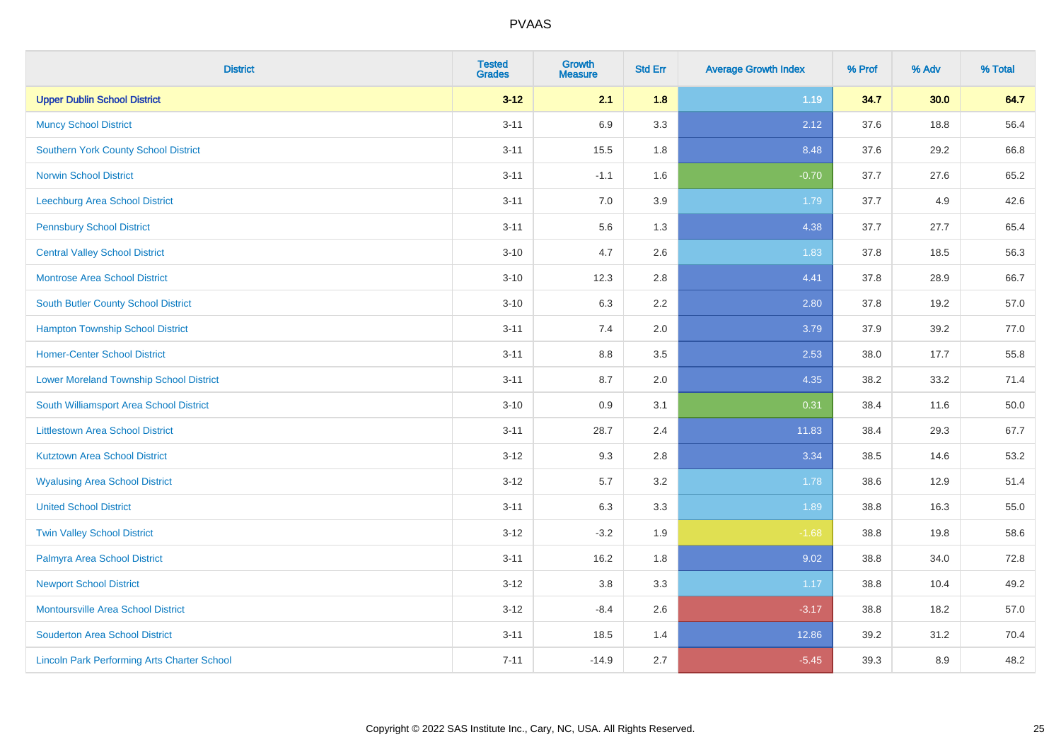# PVAAS

| District | Tested Grades | Growth Measure | Std Err | Average Growth Index | % Prof | % Adv | % Total |
|---|---|---|---|---|---|---|---|
| **Upper Dublin School District** | **3-12** | **2.1** | **1.8** | **1.19** | **34.7** | **30.0** | **64.7** |
| Muncy School District | 3-11 | 6.9 | 3.3 | 2.12 | 37.6 | 18.8 | 56.4 |
| Southern York County School District | 3-11 | 15.5 | 1.8 | 8.48 | 37.6 | 29.2 | 66.8 |
| Norwin School District | 3-11 | -1.1 | 1.6 | -0.70 | 37.7 | 27.6 | 65.2 |
| Leechburg Area School District | 3-11 | 7.0 | 3.9 | 1.79 | 37.7 | 4.9 | 42.6 |
| Pennsbury School District | 3-11 | 5.6 | 1.3 | 4.38 | 37.7 | 27.7 | 65.4 |
| Central Valley School District | 3-10 | 4.7 | 2.6 | 1.83 | 37.8 | 18.5 | 56.3 |
| Montrose Area School District | 3-10 | 12.3 | 2.8 | 4.41 | 37.8 | 28.9 | 66.7 |
| South Butler County School District | 3-10 | 6.3 | 2.2 | 2.80 | 37.8 | 19.2 | 57.0 |
| Hampton Township School District | 3-11 | 7.4 | 2.0 | 3.79 | 37.9 | 39.2 | 77.0 |
| Homer-Center School District | 3-11 | 8.8 | 3.5 | 2.53 | 38.0 | 17.7 | 55.8 |
| Lower Moreland Township School District | 3-11 | 8.7 | 2.0 | 4.35 | 38.2 | 33.2 | 71.4 |
| South Williamsport Area School District | 3-10 | 0.9 | 3.1 | 0.31 | 38.4 | 11.6 | 50.0 |
| Littlestown Area School District | 3-11 | 28.7 | 2.4 | 11.83 | 38.4 | 29.3 | 67.7 |
| Kutztown Area School District | 3-12 | 9.3 | 2.8 | 3.34 | 38.5 | 14.6 | 53.2 |
| Wyalusing Area School District | 3-12 | 5.7 | 3.2 | 1.78 | 38.6 | 12.9 | 51.4 |
| United School District | 3-11 | 6.3 | 3.3 | 1.89 | 38.8 | 16.3 | 55.0 |
| Twin Valley School District | 3-12 | -3.2 | 1.9 | -1.68 | 38.8 | 19.8 | 58.6 |
| Palmyra Area School District | 3-11 | 16.2 | 1.8 | 9.02 | 38.8 | 34.0 | 72.8 |
| Newport School District | 3-12 | 3.8 | 3.3 | 1.17 | 38.8 | 10.4 | 49.2 |
| Montoursville Area School District | 3-12 | -8.4 | 2.6 | -3.17 | 38.8 | 18.2 | 57.0 |
| Souderton Area School District | 3-11 | 18.5 | 1.4 | 12.86 | 39.2 | 31.2 | 70.4 |
| Lincoln Park Performing Arts Charter School | 7-11 | -14.9 | 2.7 | -5.45 | 39.3 | 8.9 | 48.2 |

Copyright © 2022 SAS Institute Inc., Cary, NC, USA. All Rights Reserved.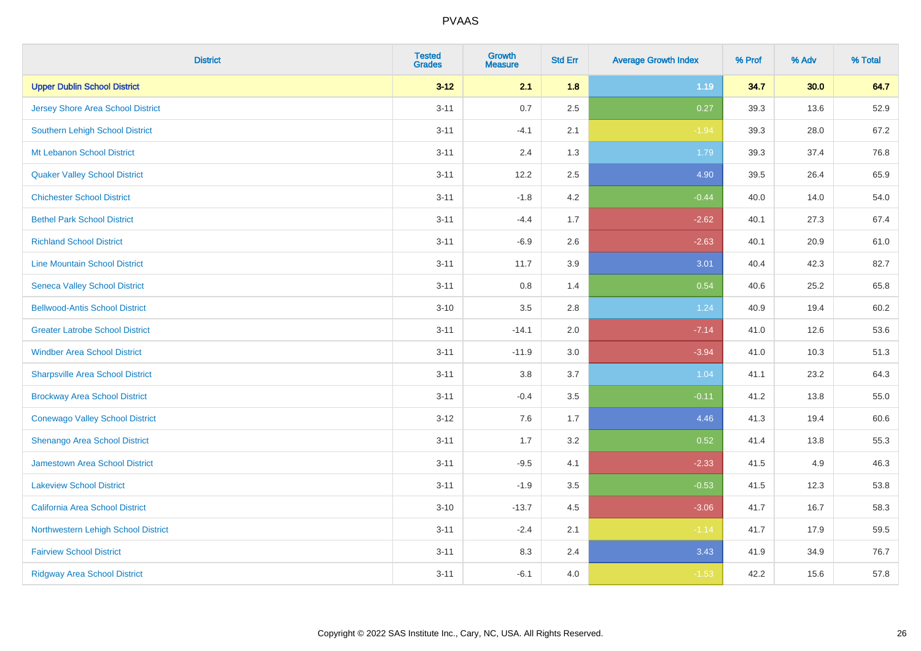# PVAAS

| District | Tested Grades | Growth Measure | Std Err | Average Growth Index | % Prof | % Adv | % Total |
|---|---|---|---|---|---|---|---|
| **Upper Dublin School District** | **3-12** | **2.1** | **1.8** | **1.19** | **34.7** | **30.0** | **64.7** |
| Jersey Shore Area School District | 3-11 | 0.7 | 2.5 | 0.27 | 39.3 | 13.6 | 52.9 |
| Southern Lehigh School District | 3-11 | -4.1 | 2.1 | -1.94 | 39.3 | 28.0 | 67.2 |
| Mt Lebanon School District | 3-11 | 2.4 | 1.3 | 1.79 | 39.3 | 37.4 | 76.8 |
| Quaker Valley School District | 3-11 | 12.2 | 2.5 | 4.90 | 39.5 | 26.4 | 65.9 |
| Chichester School District | 3-11 | -1.8 | 4.2 | -0.44 | 40.0 | 14.0 | 54.0 |
| Bethel Park School District | 3-11 | -4.4 | 1.7 | -2.62 | 40.1 | 27.3 | 67.4 |
| Richland School District | 3-11 | -6.9 | 2.6 | -2.63 | 40.1 | 20.9 | 61.0 |
| Line Mountain School District | 3-11 | 11.7 | 3.9 | 3.01 | 40.4 | 42.3 | 82.7 |
| Seneca Valley School District | 3-11 | 0.8 | 1.4 | 0.54 | 40.6 | 25.2 | 65.8 |
| Bellwood-Antis School District | 3-10 | 3.5 | 2.8 | 1.24 | 40.9 | 19.4 | 60.2 |
| Greater Latrobe School District | 3-11 | -14.1 | 2.0 | -7.14 | 41.0 | 12.6 | 53.6 |
| Windber Area School District | 3-11 | -11.9 | 3.0 | -3.94 | 41.0 | 10.3 | 51.3 |
| Sharpsville Area School District | 3-11 | 3.8 | 3.7 | 1.04 | 41.1 | 23.2 | 64.3 |
| Brockway Area School District | 3-11 | -0.4 | 3.5 | -0.11 | 41.2 | 13.8 | 55.0 |
| Conewago Valley School District | 3-12 | 7.6 | 1.7 | 4.46 | 41.3 | 19.4 | 60.6 |
| Shenango Area School District | 3-11 | 1.7 | 3.2 | 0.52 | 41.4 | 13.8 | 55.3 |
| Jamestown Area School District | 3-11 | -9.5 | 4.1 | -2.33 | 41.5 | 4.9 | 46.3 |
| Lakeview School District | 3-11 | -1.9 | 3.5 | -0.53 | 41.5 | 12.3 | 53.8 |
| California Area School District | 3-10 | -13.7 | 4.5 | -3.06 | 41.7 | 16.7 | 58.3 |
| Northwestern Lehigh School District | 3-11 | -2.4 | 2.1 | -1.14 | 41.7 | 17.9 | 59.5 |
| Fairview School District | 3-11 | 8.3 | 2.4 | 3.43 | 41.9 | 34.9 | 76.7 |
| Ridgway Area School District | 3-11 | -6.1 | 4.0 | -1.53 | 42.2 | 15.6 | 57.8 |

Copyright © 2022 SAS Institute Inc., Cary, NC, USA. All Rights Reserved.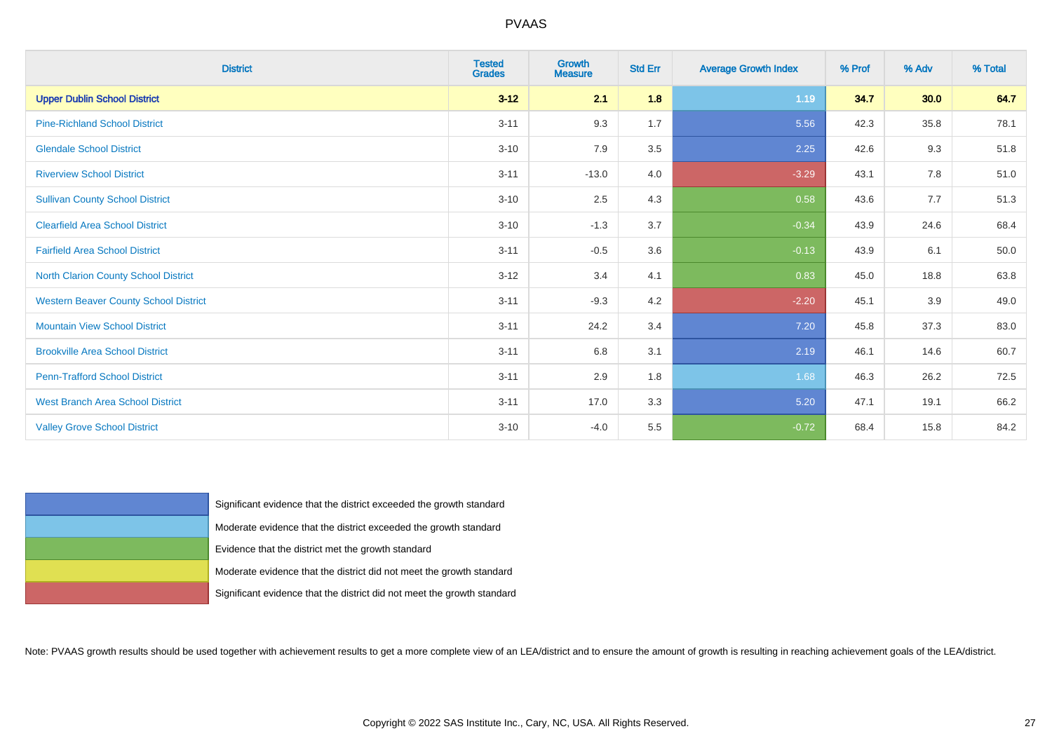PVAAS

| District | Tested Grades | Growth Measure | Std Err | Average Growth Index | % Prof | % Adv | % Total |
|---|---|---|---|---|---|---|---|
| **Upper Dublin School District** | **3-12** | **2.1** | **1.8** | **1.19** | **34.7** | **30.0** | **64.7** |
| Pine-Richland School District | 3-11 | 9.3 | 1.7 | 5.56 | 42.3 | 35.8 | 78.1 |
| Glendale School District | 3-10 | 7.9 | 3.5 | 2.25 | 42.6 | 9.3 | 51.8 |
| Riverview School District | 3-11 | -13.0 | 4.0 | -3.29 | 43.1 | 7.8 | 51.0 |
| Sullivan County School District | 3-10 | 2.5 | 4.3 | 0.58 | 43.6 | 7.7 | 51.3 |
| Clearfield Area School District | 3-10 | -1.3 | 3.7 | -0.34 | 43.9 | 24.6 | 68.4 |
| Fairfield Area School District | 3-11 | -0.5 | 3.6 | -0.13 | 43.9 | 6.1 | 50.0 |
| North Clarion County School District | 3-12 | 3.4 | 4.1 | 0.83 | 45.0 | 18.8 | 63.8 |
| Western Beaver County School District | 3-11 | -9.3 | 4.2 | -2.20 | 45.1 | 3.9 | 49.0 |
| Mountain View School District | 3-11 | 24.2 | 3.4 | 7.20 | 45.8 | 37.3 | 83.0 |
| Brookville Area School District | 3-11 | 6.8 | 3.1 | 2.19 | 46.1 | 14.6 | 60.7 |
| Penn-Trafford School District | 3-11 | 2.9 | 1.8 | 1.68 | 46.3 | 26.2 | 72.5 |
| West Branch Area School District | 3-11 | 17.0 | 3.3 | 5.20 | 47.1 | 19.1 | 66.2 |
| Valley Grove School District | 3-10 | -4.0 | 5.5 | -0.72 | 68.4 | 15.8 | 84.2 |

Significant evidence that the district exceeded the growth standard

Moderate evidence that the district exceeded the growth standard

Evidence that the district met the growth standard

Moderate evidence that the district did not meet the growth standard

Significant evidence that the district did not meet the growth standard

Note: PVAAS growth results should be used together with achievement results to get a more complete view of an LEA/district and to ensure the amount of growth is resulting in reaching achievement goals of the LEA/district.

Copyright © 2022 SAS Institute Inc., Cary, NC, USA. All Rights Reserved.